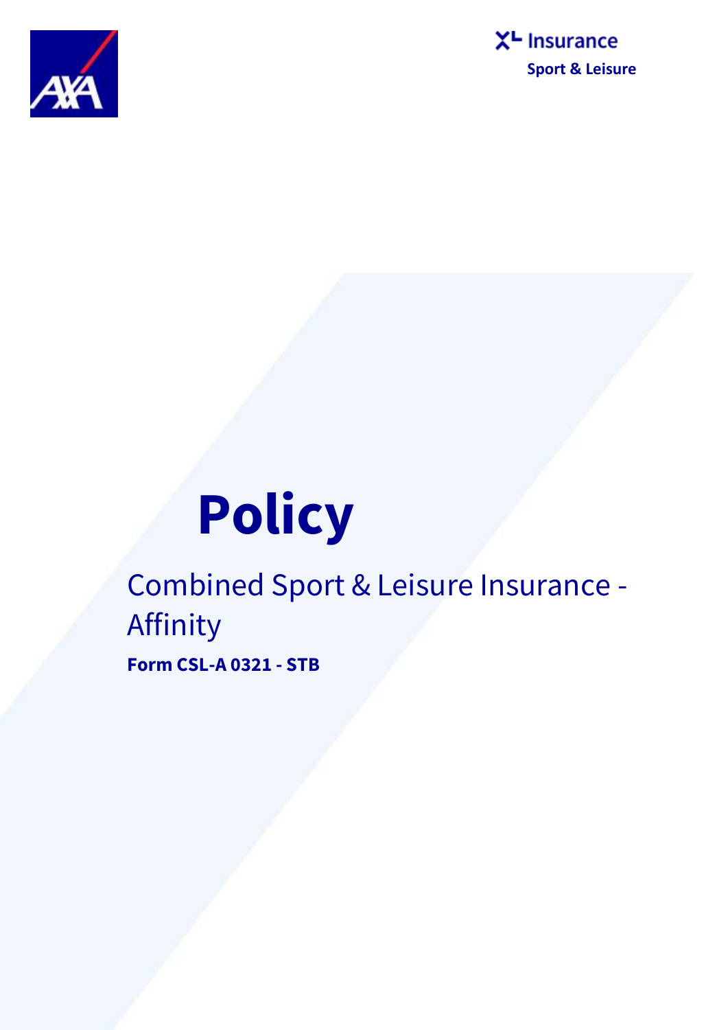XL Insurance

Sport & Leisure

# Policy

## Combined Sport & Leisure Insurance - Affinity

**Form CSL-A 0321 - STB**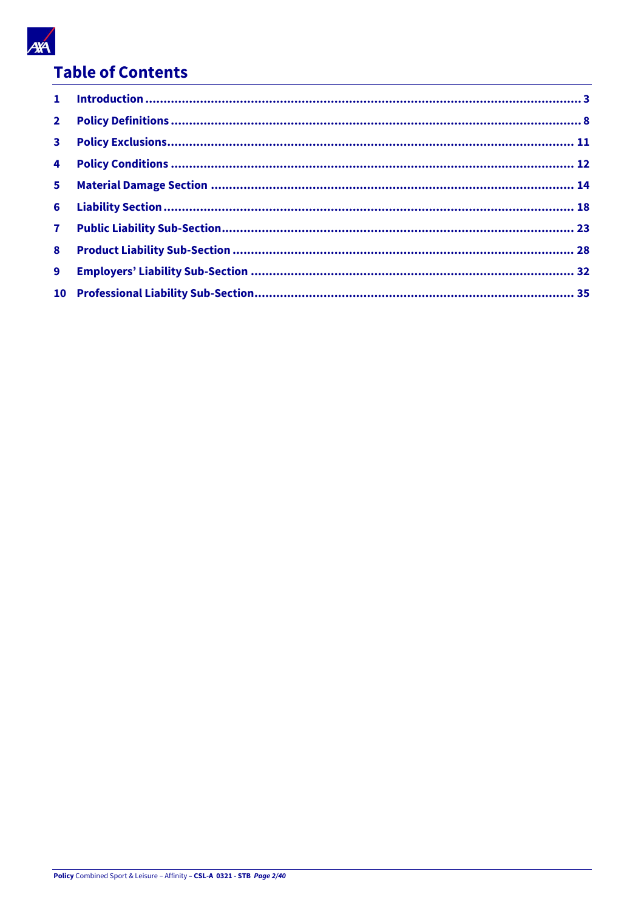# Table of Contents

1 Introduction ........................................................................................................ 3
2 Policy Definitions ................................................................................................. 8
3 Policy Exclusions ................................................................................................. 11
4 Policy Conditions ................................................................................................. 12
5 Material Damage Section ...................................................................................... 14
6 Liability Section ................................................................................................... 18
7 Public Liability Sub-Section .................................................................................. 23
8 Product Liability Sub-Section ................................................................................ 28
9 Employers' Liability Sub-Section ........................................................................... 32
10 Professional Liability Sub-Section ....................................................................... 35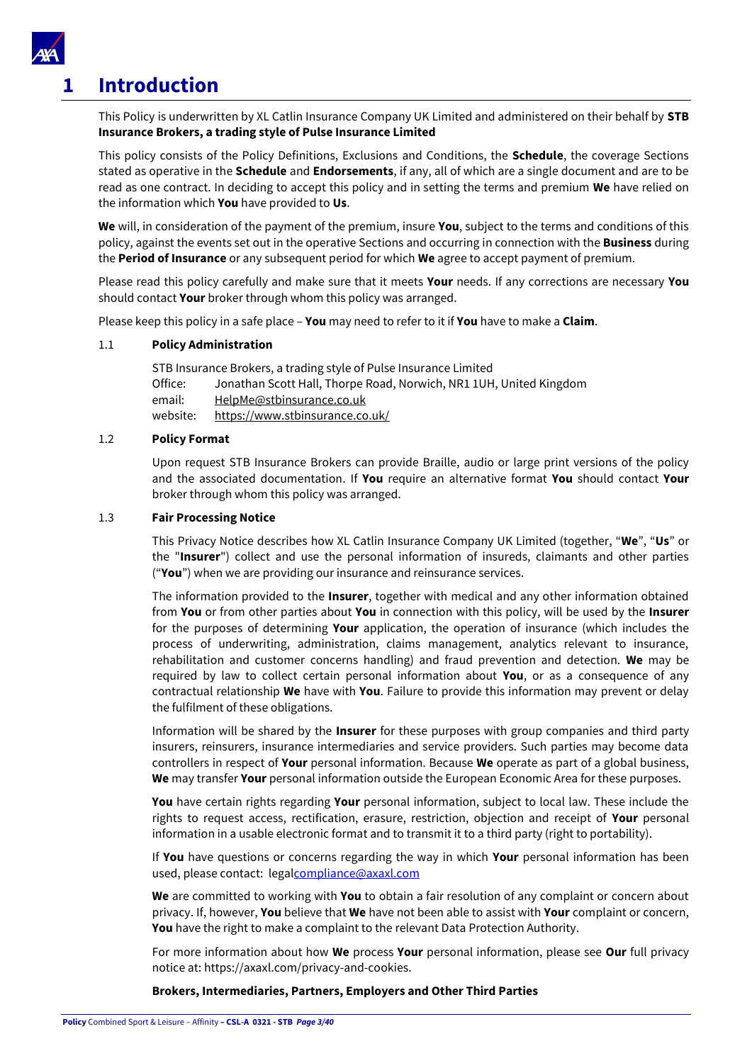# 1 Introduction

This Policy is underwritten by XL Catlin Insurance Company UK Limited and administered on their behalf by **STB Insurance Brokers, a trading style of Pulse Insurance Limited**

This policy consists of the Policy Definitions, Exclusions and Conditions, the **Schedule**, the coverage Sections stated as operative in the **Schedule** and **Endorsements**, if any, all of which are a single document and are to be read as one contract. In deciding to accept this policy and in setting the terms and premium **We** have relied on the information which **You** have provided to **Us**.

**We** will, in consideration of the payment of the premium, insure **You**, subject to the terms and conditions of this policy, against the events set out in the operative Sections and occurring in connection with the **Business** during the **Period of Insurance** or any subsequent period for which **We** agree to accept payment of premium.

Please read this policy carefully and make sure that it meets **Your** needs. If any corrections are necessary **You** should contact **Your** broker through whom this policy was arranged.

Please keep this policy in a safe place – **You** may need to refer to it if **You** have to make a **Claim**.

## 1.1 Policy Administration

STB Insurance Brokers, a trading style of Pulse Insurance Limited
Office: Jonathan Scott Hall, Thorpe Road, Norwich, NR1 1UH, United Kingdom
email: HelpMe@stbinsurance.co.uk
website: https://www.stbinsurance.co.uk/

## 1.2 Policy Format

Upon request STB Insurance Brokers can provide Braille, audio or large print versions of the policy and the associated documentation. If **You** require an alternative format **You** should contact **Your** broker through whom this policy was arranged.

## 1.3 Fair Processing Notice

This Privacy Notice describes how XL Catlin Insurance Company UK Limited (together, "**We**", "**Us**" or the "**Insurer**") collect and use the personal information of insureds, claimants and other parties ("**You**") when we are providing our insurance and reinsurance services.

The information provided to the **Insurer**, together with medical and any other information obtained from **You** or from other parties about **You** in connection with this policy, will be used by the **Insurer** for the purposes of determining **Your** application, the operation of insurance (which includes the process of underwriting, administration, claims management, analytics relevant to insurance, rehabilitation and customer concerns handling) and fraud prevention and detection. **We** may be required by law to collect certain personal information about **You**, or as a consequence of any contractual relationship **We** have with **You**. Failure to provide this information may prevent or delay the fulfilment of these obligations.

Information will be shared by the **Insurer** for these purposes with group companies and third party insurers, reinsurers, insurance intermediaries and service providers. Such parties may become data controllers in respect of **Your** personal information. Because **We** operate as part of a global business, **We** may transfer **Your** personal information outside the European Economic Area for these purposes.

**You** have certain rights regarding **Your** personal information, subject to local law. These include the rights to request access, rectification, erasure, restriction, objection and receipt of **Your** personal information in a usable electronic format and to transmit it to a third party (right to portability).

If **You** have questions or concerns regarding the way in which **Your** personal information has been used, please contact: legalcompliance@axaxl.com

**We** are committed to working with **You** to obtain a fair resolution of any complaint or concern about privacy. If, however, **You** believe that **We** have not been able to assist with **Your** complaint or concern, **You** have the right to make a complaint to the relevant Data Protection Authority.

For more information about how **We** process **Your** personal information, please see **Our** full privacy notice at: https://axaxl.com/privacy-and-cookies.

**Brokers, Intermediaries, Partners, Employers and Other Third Parties**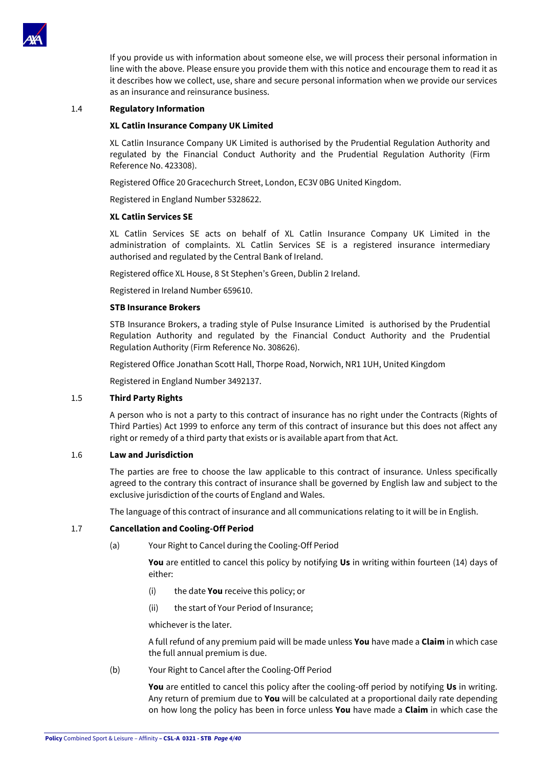If you provide us with information about someone else, we will process their personal information in line with the above. Please ensure you provide them with this notice and encourage them to read it as it describes how we collect, use, share and secure personal information when we provide our services as an insurance and reinsurance business.

1.4 **Regulatory Information**

**XL Catlin Insurance Company UK Limited**

XL Catlin Insurance Company UK Limited is authorised by the Prudential Regulation Authority and regulated by the Financial Conduct Authority and the Prudential Regulation Authority (Firm Reference No. 423308).

Registered Office 20 Gracechurch Street, London, EC3V 0BG United Kingdom.

Registered in England Number 5328622.

**XL Catlin Services SE**

XL Catlin Services SE acts on behalf of XL Catlin Insurance Company UK Limited in the administration of complaints. XL Catlin Services SE is a registered insurance intermediary authorised and regulated by the Central Bank of Ireland.

Registered office XL House, 8 St Stephen's Green, Dublin 2 Ireland.

Registered in Ireland Number 659610.

**STB Insurance Brokers**

STB Insurance Brokers, a trading style of Pulse Insurance Limited is authorised by the Prudential Regulation Authority and regulated by the Financial Conduct Authority and the Prudential Regulation Authority (Firm Reference No. 308626).

Registered Office Jonathan Scott Hall, Thorpe Road, Norwich, NR1 1UH, United Kingdom

Registered in England Number 3492137.

1.5 **Third Party Rights**

A person who is not a party to this contract of insurance has no right under the Contracts (Rights of Third Parties) Act 1999 to enforce any term of this contract of insurance but this does not affect any right or remedy of a third party that exists or is available apart from that Act.

1.6 **Law and Jurisdiction**

The parties are free to choose the law applicable to this contract of insurance. Unless specifically agreed to the contrary this contract of insurance shall be governed by English law and subject to the exclusive jurisdiction of the courts of England and Wales.

The language of this contract of insurance and all communications relating to it will be in English.

1.7 **Cancellation and Cooling-Off Period**

(a) Your Right to Cancel during the Cooling-Off Period

**You** are entitled to cancel this policy by notifying **Us** in writing within fourteen (14) days of either:

(i) the date **You** receive this policy; or

(ii) the start of Your Period of Insurance;

whichever is the later.

A full refund of any premium paid will be made unless **You** have made a **Claim** in which case the full annual premium is due.

(b) Your Right to Cancel after the Cooling-Off Period

**You** are entitled to cancel this policy after the cooling-off period by notifying **Us** in writing. Any return of premium due to **You** will be calculated at a proportional daily rate depending on how long the policy has been in force unless **You** have made a **Claim** in which case the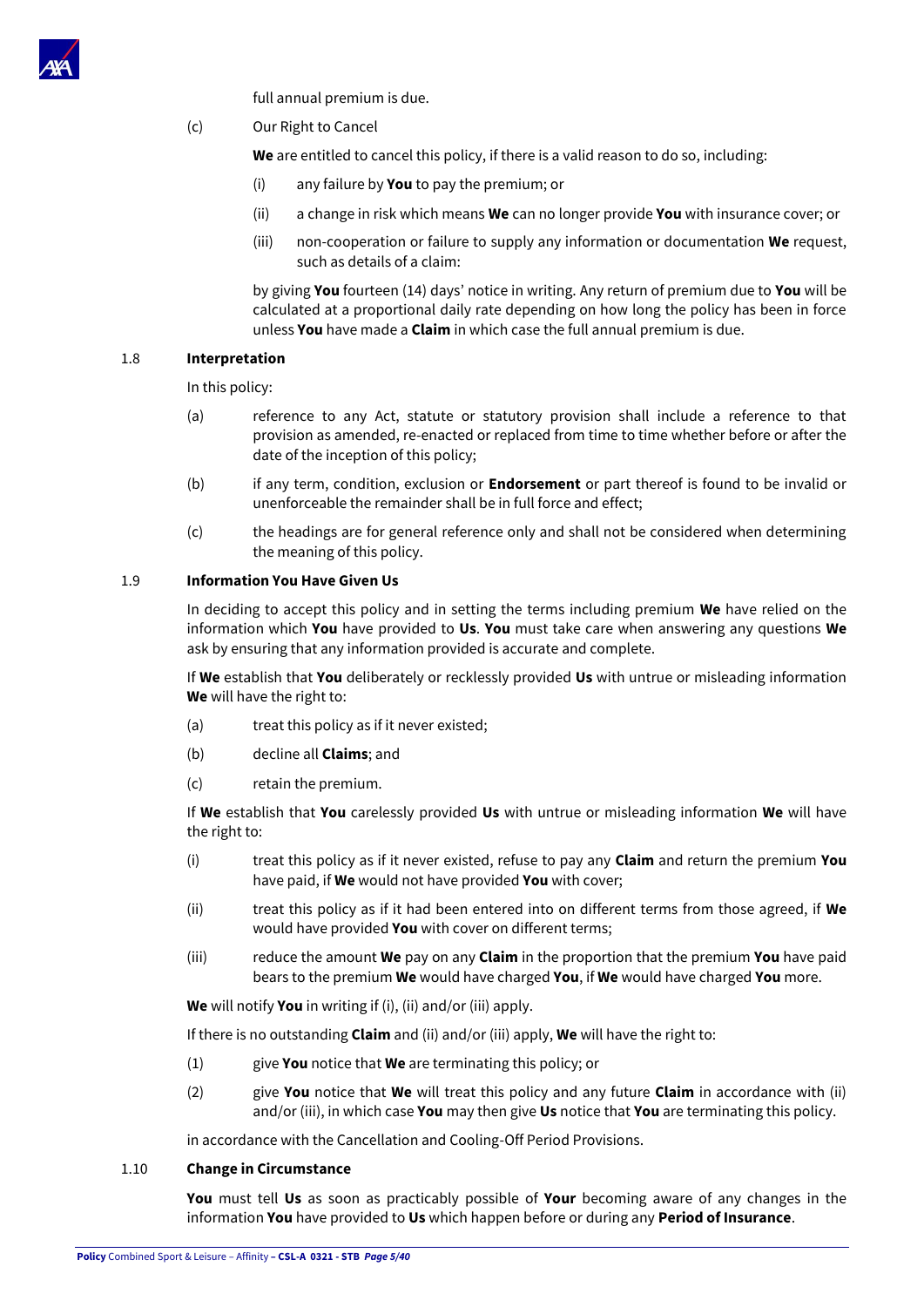full annual premium is due.

(c) Our Right to Cancel

**We** are entitled to cancel this policy, if there is a valid reason to do so, including:

(i) any failure by **You** to pay the premium; or

(ii) a change in risk which means **We** can no longer provide **You** with insurance cover; or

(iii) non-cooperation or failure to supply any information or documentation **We** request, such as details of a claim:

by giving **You** fourteen (14) days' notice in writing. Any return of premium due to **You** will be calculated at a proportional daily rate depending on how long the policy has been in force unless **You** have made a **Claim** in which case the full annual premium is due.

1.8 **Interpretation**

In this policy:

(a) reference to any Act, statute or statutory provision shall include a reference to that provision as amended, re-enacted or replaced from time to time whether before or after the date of the inception of this policy;

(b) if any term, condition, exclusion or **Endorsement** or part thereof is found to be invalid or unenforceable the remainder shall be in full force and effect;

(c) the headings are for general reference only and shall not be considered when determining the meaning of this policy.

1.9 **Information You Have Given Us**

In deciding to accept this policy and in setting the terms including premium **We** have relied on the information which **You** have provided to **Us**. **You** must take care when answering any questions **We** ask by ensuring that any information provided is accurate and complete.

If **We** establish that **You** deliberately or recklessly provided **Us** with untrue or misleading information **We** will have the right to:

(a) treat this policy as if it never existed;

(b) decline all **Claims**; and

(c) retain the premium.

If **We** establish that **You** carelessly provided **Us** with untrue or misleading information **We** will have the right to:

(i) treat this policy as if it never existed, refuse to pay any **Claim** and return the premium **You** have paid, if **We** would not have provided **You** with cover;

(ii) treat this policy as if it had been entered into on different terms from those agreed, if **We** would have provided **You** with cover on different terms;

(iii) reduce the amount **We** pay on any **Claim** in the proportion that the premium **You** have paid bears to the premium **We** would have charged **You**, if **We** would have charged **You** more.

**We** will notify **You** in writing if (i), (ii) and/or (iii) apply.

If there is no outstanding **Claim** and (ii) and/or (iii) apply, **We** will have the right to:

(1) give **You** notice that **We** are terminating this policy; or

(2) give **You** notice that **We** will treat this policy and any future **Claim** in accordance with (ii) and/or (iii), in which case **You** may then give **Us** notice that **You** are terminating this policy.

in accordance with the Cancellation and Cooling-Off Period Provisions.

1.10 **Change in Circumstance**

**You** must tell **Us** as soon as practicably possible of **Your** becoming aware of any changes in the information **You** have provided to **Us** which happen before or during any **Period of Insurance**.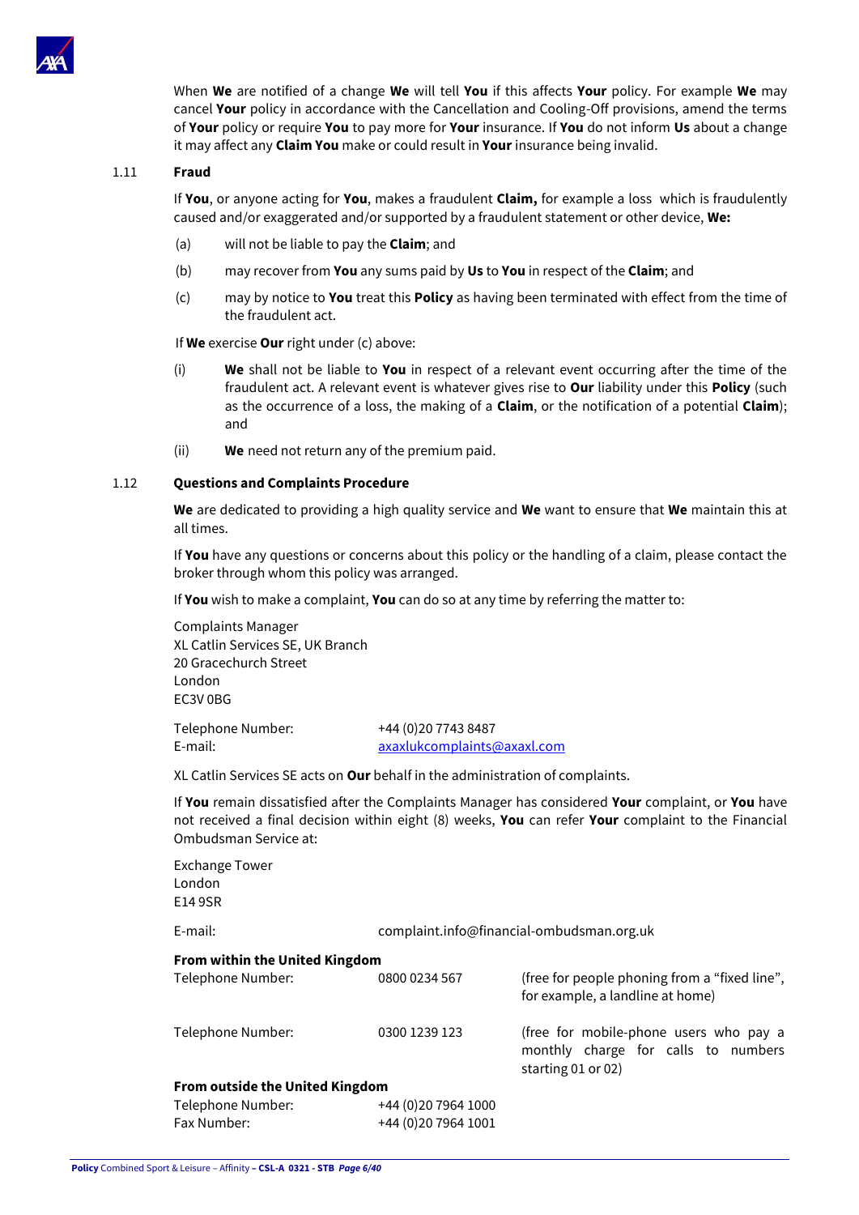When **We** are notified of a change **We** will tell **You** if this affects **Your** policy. For example **We** may cancel **Your** policy in accordance with the Cancellation and Cooling-Off provisions, amend the terms of **Your** policy or require **You** to pay more for **Your** insurance. If **You** do not inform **Us** about a change it may affect any **Claim You** make or could result in **Your** insurance being invalid.

### 1.11 Fraud

If **You**, or anyone acting for **You**, makes a fraudulent **Claim,** for example a loss which is fraudulently caused and/or exaggerated and/or supported by a fraudulent statement or other device, **We:**

(a) will not be liable to pay the **Claim**; and

(b) may recover from **You** any sums paid by **Us** to **You** in respect of the **Claim**; and

(c) may by notice to **You** treat this **Policy** as having been terminated with effect from the time of the fraudulent act.

If **We** exercise **Our** right under (c) above:

(i) **We** shall not be liable to **You** in respect of a relevant event occurring after the time of the fraudulent act. A relevant event is whatever gives rise to **Our** liability under this **Policy** (such as the occurrence of a loss, the making of a **Claim**, or the notification of a potential **Claim**); and

(ii) **We** need not return any of the premium paid.

### 1.12 Questions and Complaints Procedure

**We** are dedicated to providing a high quality service and **We** want to ensure that **We** maintain this at all times.

If **You** have any questions or concerns about this policy or the handling of a claim, please contact the broker through whom this policy was arranged.

If **You** wish to make a complaint, **You** can do so at any time by referring the matter to:

Complaints Manager
XL Catlin Services SE, UK Branch
20 Gracechurch Street
London
EC3V 0BG

Telephone Number: +44 (0)20 7743 8487
E-mail: axaxlukcomplaints@axaxl.com

XL Catlin Services SE acts on **Our** behalf in the administration of complaints.

If **You** remain dissatisfied after the Complaints Manager has considered **Your** complaint, or **You** have not received a final decision within eight (8) weeks, **You** can refer **Your** complaint to the Financial Ombudsman Service at:

Exchange Tower
London
E14 9SR

E-mail: complaint.info@financial-ombudsman.org.uk

**From within the United Kingdom**

| | | |
|---|---|---|
| Telephone Number: | 0800 0234 567 | (free for people phoning from a "fixed line", for example, a landline at home) |
| Telephone Number: | 0300 1239 123 | (free for mobile-phone users who pay a monthly charge for calls to numbers starting 01 or 02) |

**From outside the United Kingdom**

Telephone Number: +44 (0)20 7964 1000
Fax Number: +44 (0)20 7964 1001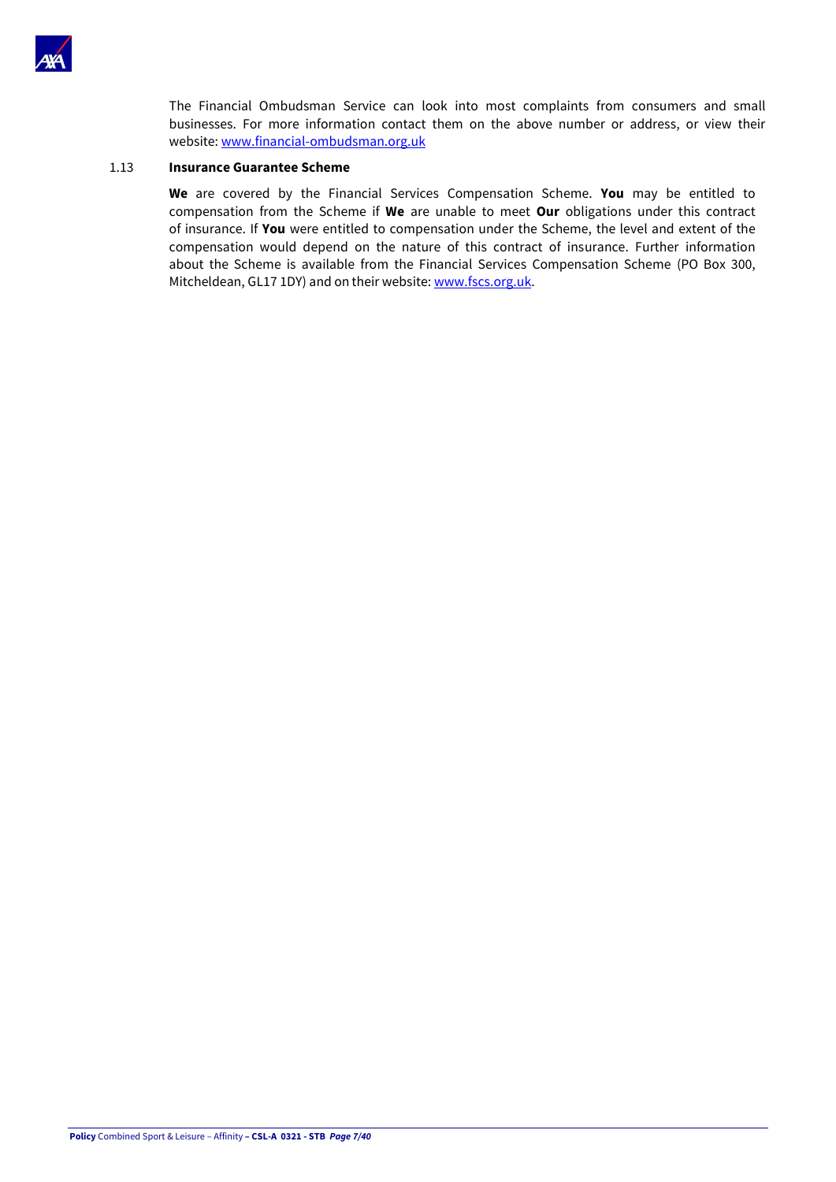The Financial Ombudsman Service can look into most complaints from consumers and small businesses. For more information contact them on the above number or address, or view their website: www.financial-ombudsman.org.uk

### 1.13 Insurance Guarantee Scheme

**We** are covered by the Financial Services Compensation Scheme. **You** may be entitled to compensation from the Scheme if **We** are unable to meet **Our** obligations under this contract of insurance. If **You** were entitled to compensation under the Scheme, the level and extent of the compensation would depend on the nature of this contract of insurance. Further information about the Scheme is available from the Financial Services Compensation Scheme (PO Box 300, Mitcheldean, GL17 1DY) and on their website: www.fscs.org.uk.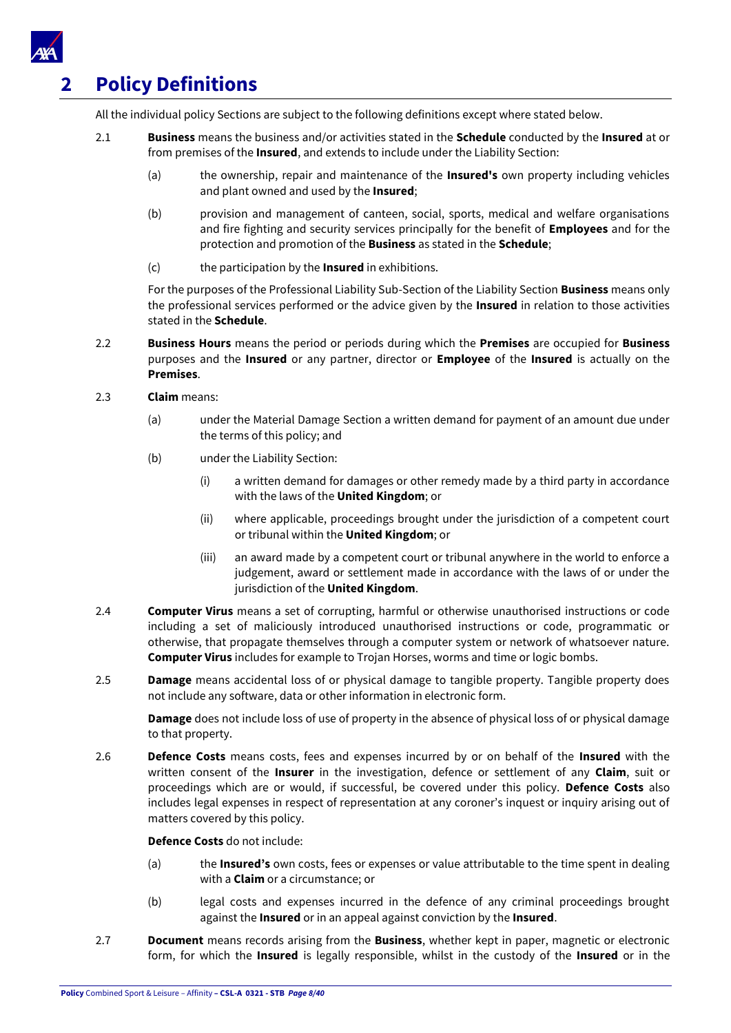# 2 Policy Definitions

All the individual policy Sections are subject to the following definitions except where stated below.

2.1 **Business** means the business and/or activities stated in the **Schedule** conducted by the **Insured** at or from premises of the **Insured**, and extends to include under the Liability Section:

- (a) the ownership, repair and maintenance of the **Insured's** own property including vehicles and plant owned and used by the **Insured**;
- (b) provision and management of canteen, social, sports, medical and welfare organisations and fire fighting and security services principally for the benefit of **Employees** and for the protection and promotion of the **Business** as stated in the **Schedule**;
- (c) the participation by the **Insured** in exhibitions.

For the purposes of the Professional Liability Sub-Section of the Liability Section **Business** means only the professional services performed or the advice given by the **Insured** in relation to those activities stated in the **Schedule**.

2.2 **Business Hours** means the period or periods during which the **Premises** are occupied for **Business** purposes and the **Insured** or any partner, director or **Employee** of the **Insured** is actually on the **Premises**.

2.3 **Claim** means:

- (a) under the Material Damage Section a written demand for payment of an amount due under the terms of this policy; and
- (b) under the Liability Section:
  - (i) a written demand for damages or other remedy made by a third party in accordance with the laws of the **United Kingdom**; or
  - (ii) where applicable, proceedings brought under the jurisdiction of a competent court or tribunal within the **United Kingdom**; or
  - (iii) an award made by a competent court or tribunal anywhere in the world to enforce a judgement, award or settlement made in accordance with the laws of or under the jurisdiction of the **United Kingdom**.

2.4 **Computer Virus** means a set of corrupting, harmful or otherwise unauthorised instructions or code including a set of maliciously introduced unauthorised instructions or code, programmatic or otherwise, that propagate themselves through a computer system or network of whatsoever nature. **Computer Virus** includes for example to Trojan Horses, worms and time or logic bombs.

2.5 **Damage** means accidental loss of or physical damage to tangible property. Tangible property does not include any software, data or other information in electronic form.

**Damage** does not include loss of use of property in the absence of physical loss of or physical damage to that property.

2.6 **Defence Costs** means costs, fees and expenses incurred by or on behalf of the **Insured** with the written consent of the **Insurer** in the investigation, defence or settlement of any **Claim**, suit or proceedings which are or would, if successful, be covered under this policy. **Defence Costs** also includes legal expenses in respect of representation at any coroner's inquest or inquiry arising out of matters covered by this policy.

**Defence Costs** do not include:

- (a) the **Insured's** own costs, fees or expenses or value attributable to the time spent in dealing with a **Claim** or a circumstance; or
- (b) legal costs and expenses incurred in the defence of any criminal proceedings brought against the **Insured** or in an appeal against conviction by the **Insured**.

2.7 **Document** means records arising from the **Business**, whether kept in paper, magnetic or electronic form, for which the **Insured** is legally responsible, whilst in the custody of the **Insured** or in the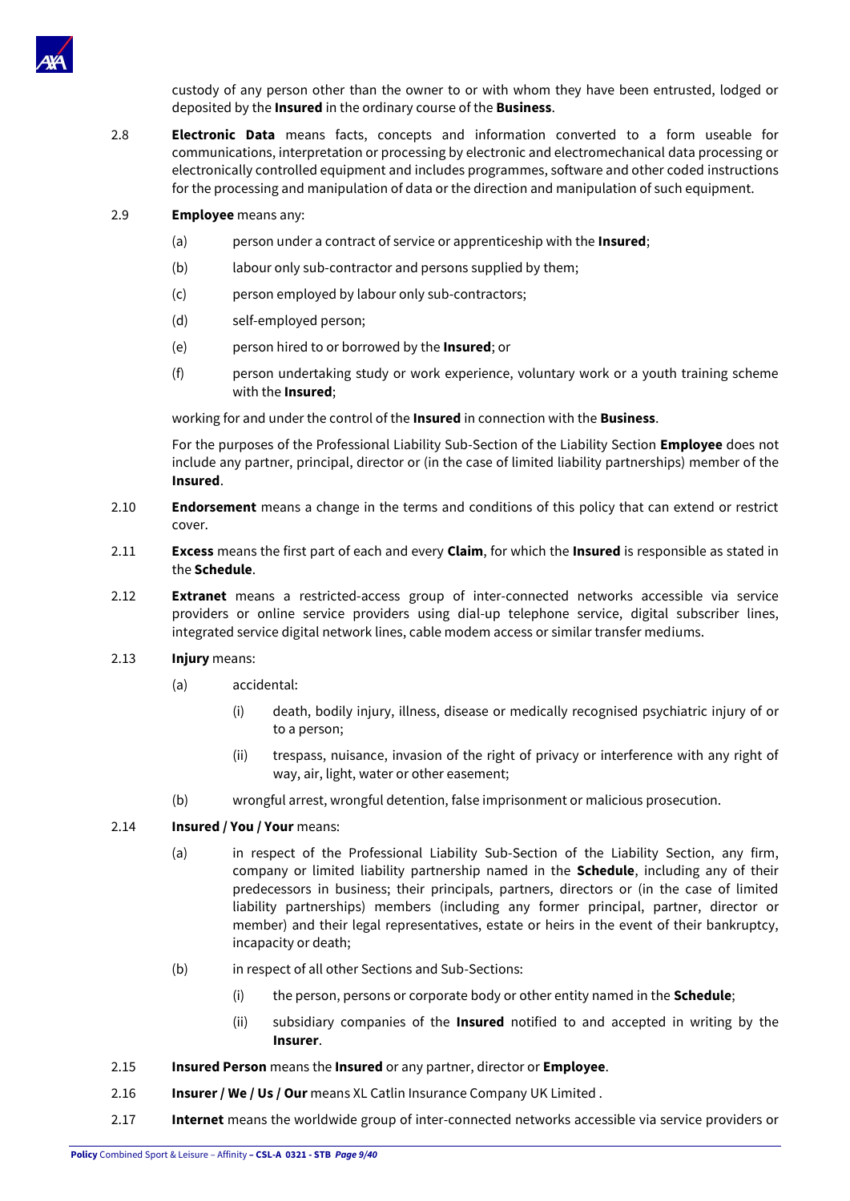custody of any person other than the owner to or with whom they have been entrusted, lodged or deposited by the **Insured** in the ordinary course of the **Business**.

2.8 **Electronic Data** means facts, concepts and information converted to a form useable for communications, interpretation or processing by electronic and electromechanical data processing or electronically controlled equipment and includes programmes, software and other coded instructions for the processing and manipulation of data or the direction and manipulation of such equipment.

2.9 **Employee** means any:

(a) person under a contract of service or apprenticeship with the **Insured**;

(b) labour only sub-contractor and persons supplied by them;

(c) person employed by labour only sub-contractors;

(d) self-employed person;

(e) person hired to or borrowed by the **Insured**; or

(f) person undertaking study or work experience, voluntary work or a youth training scheme with the **Insured**;

working for and under the control of the **Insured** in connection with the **Business**.

For the purposes of the Professional Liability Sub-Section of the Liability Section **Employee** does not include any partner, principal, director or (in the case of limited liability partnerships) member of the **Insured**.

2.10 **Endorsement** means a change in the terms and conditions of this policy that can extend or restrict cover.

2.11 **Excess** means the first part of each and every **Claim**, for which the **Insured** is responsible as stated in the **Schedule**.

2.12 **Extranet** means a restricted-access group of inter-connected networks accessible via service providers or online service providers using dial-up telephone service, digital subscriber lines, integrated service digital network lines, cable modem access or similar transfer mediums.

2.13 **Injury** means:

(a) accidental:

(i) death, bodily injury, illness, disease or medically recognised psychiatric injury of or to a person;

(ii) trespass, nuisance, invasion of the right of privacy or interference with any right of way, air, light, water or other easement;

(b) wrongful arrest, wrongful detention, false imprisonment or malicious prosecution.

2.14 **Insured / You / Your** means:

(a) in respect of the Professional Liability Sub-Section of the Liability Section, any firm, company or limited liability partnership named in the **Schedule**, including any of their predecessors in business; their principals, partners, directors or (in the case of limited liability partnerships) members (including any former principal, partner, director or member) and their legal representatives, estate or heirs in the event of their bankruptcy, incapacity or death;

(b) in respect of all other Sections and Sub-Sections:

(i) the person, persons or corporate body or other entity named in the **Schedule**;

(ii) subsidiary companies of the **Insured** notified to and accepted in writing by the **Insurer**.

2.15 **Insured Person** means the **Insured** or any partner, director or **Employee**.

2.16 **Insurer / We / Us / Our** means XL Catlin Insurance Company UK Limited .

2.17 **Internet** means the worldwide group of inter-connected networks accessible via service providers or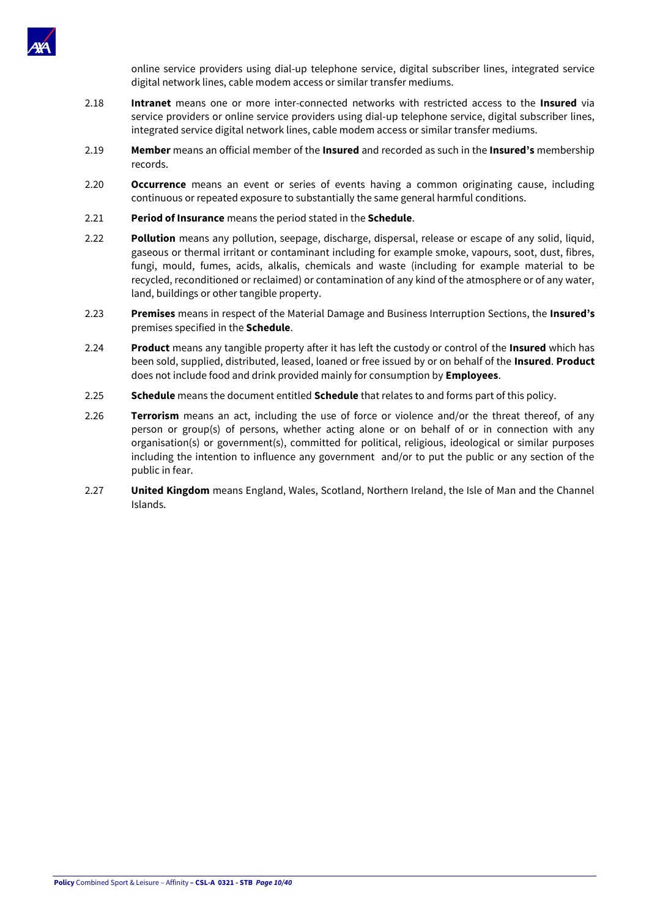online service providers using dial-up telephone service, digital subscriber lines, integrated service digital network lines, cable modem access or similar transfer mediums.

2.18 **Intranet** means one or more inter-connected networks with restricted access to the **Insured** via service providers or online service providers using dial-up telephone service, digital subscriber lines, integrated service digital network lines, cable modem access or similar transfer mediums.

2.19 **Member** means an official member of the **Insured** and recorded as such in the **Insured's** membership records.

2.20 **Occurrence** means an event or series of events having a common originating cause, including continuous or repeated exposure to substantially the same general harmful conditions.

2.21 **Period of Insurance** means the period stated in the **Schedule**.

2.22 **Pollution** means any pollution, seepage, discharge, dispersal, release or escape of any solid, liquid, gaseous or thermal irritant or contaminant including for example smoke, vapours, soot, dust, fibres, fungi, mould, fumes, acids, alkalis, chemicals and waste (including for example material to be recycled, reconditioned or reclaimed) or contamination of any kind of the atmosphere or of any water, land, buildings or other tangible property.

2.23 **Premises** means in respect of the Material Damage and Business Interruption Sections, the **Insured's** premises specified in the **Schedule**.

2.24 **Product** means any tangible property after it has left the custody or control of the **Insured** which has been sold, supplied, distributed, leased, loaned or free issued by or on behalf of the **Insured**. **Product** does not include food and drink provided mainly for consumption by **Employees**.

2.25 **Schedule** means the document entitled **Schedule** that relates to and forms part of this policy.

2.26 **Terrorism** means an act, including the use of force or violence and/or the threat thereof, of any person or group(s) of persons, whether acting alone or on behalf of or in connection with any organisation(s) or government(s), committed for political, religious, ideological or similar purposes including the intention to influence any government and/or to put the public or any section of the public in fear.

2.27 **United Kingdom** means England, Wales, Scotland, Northern Ireland, the Isle of Man and the Channel Islands.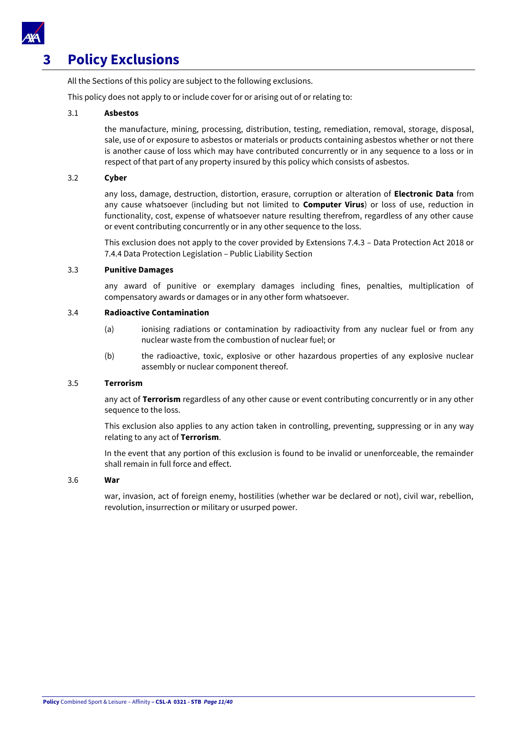# 3 Policy Exclusions

All the Sections of this policy are subject to the following exclusions.

This policy does not apply to or include cover for or arising out of or relating to:

### 3.1 Asbestos

the manufacture, mining, processing, distribution, testing, remediation, removal, storage, disposal, sale, use of or exposure to asbestos or materials or products containing asbestos whether or not there is another cause of loss which may have contributed concurrently or in any sequence to a loss or in respect of that part of any property insured by this policy which consists of asbestos.

### 3.2 Cyber

any loss, damage, destruction, distortion, erasure, corruption or alteration of **Electronic Data** from any cause whatsoever (including but not limited to **Computer Virus**) or loss of use, reduction in functionality, cost, expense of whatsoever nature resulting therefrom, regardless of any other cause or event contributing concurrently or in any other sequence to the loss.

This exclusion does not apply to the cover provided by Extensions 7.4.3 – Data Protection Act 2018 or 7.4.4 Data Protection Legislation – Public Liability Section

### 3.3 Punitive Damages

any award of punitive or exemplary damages including fines, penalties, multiplication of compensatory awards or damages or in any other form whatsoever.

### 3.4 Radioactive Contamination

(a) ionising radiations or contamination by radioactivity from any nuclear fuel or from any nuclear waste from the combustion of nuclear fuel; or

(b) the radioactive, toxic, explosive or other hazardous properties of any explosive nuclear assembly or nuclear component thereof.

### 3.5 Terrorism

any act of **Terrorism** regardless of any other cause or event contributing concurrently or in any other sequence to the loss.

This exclusion also applies to any action taken in controlling, preventing, suppressing or in any way relating to any act of **Terrorism**.

In the event that any portion of this exclusion is found to be invalid or unenforceable, the remainder shall remain in full force and effect.

### 3.6 War

war, invasion, act of foreign enemy, hostilities (whether war be declared or not), civil war, rebellion, revolution, insurrection or military or usurped power.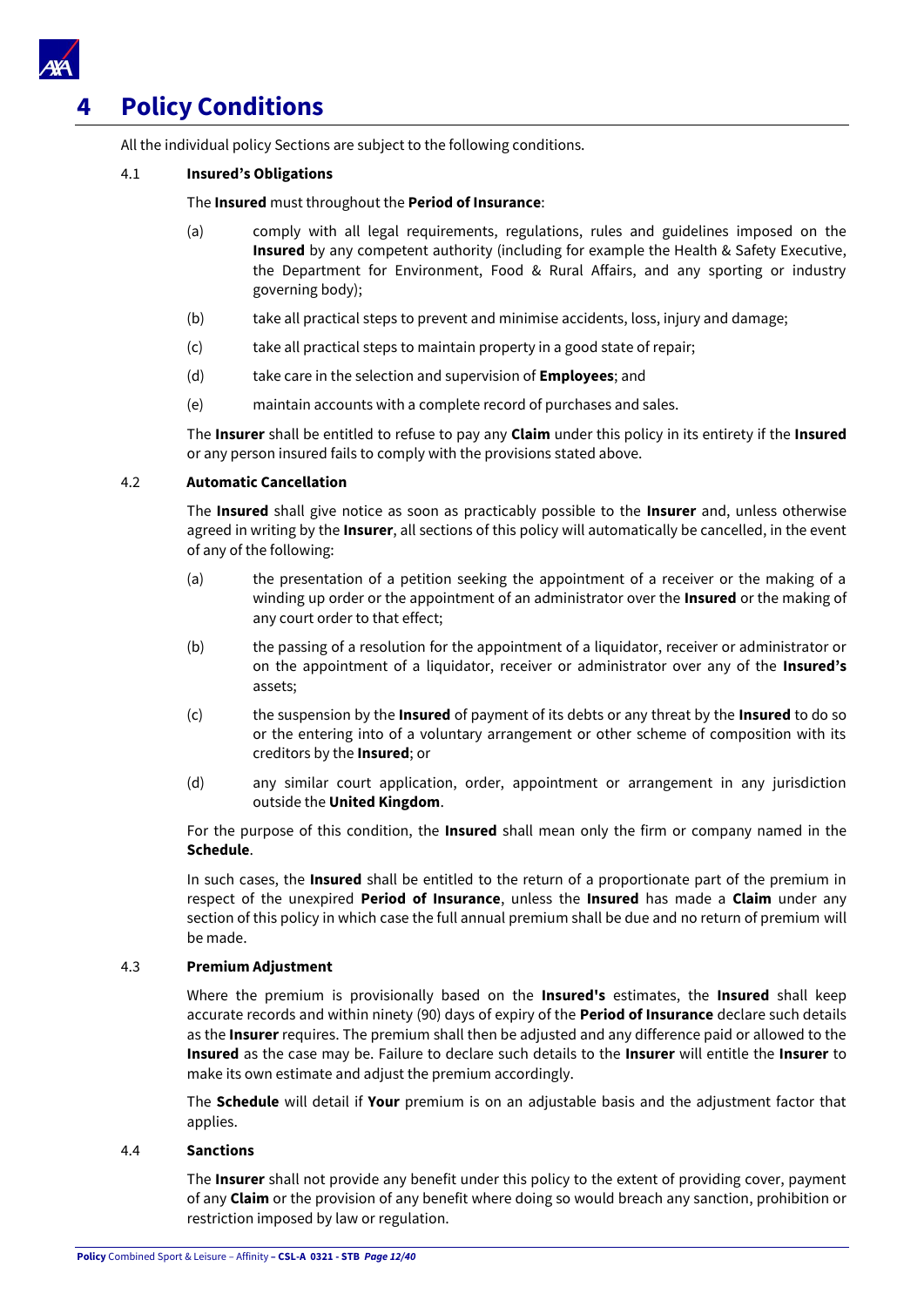# 4 Policy Conditions

All the individual policy Sections are subject to the following conditions.

### 4.1 Insured's Obligations

The **Insured** must throughout the **Period of Insurance**:

(a) comply with all legal requirements, regulations, rules and guidelines imposed on the **Insured** by any competent authority (including for example the Health & Safety Executive, the Department for Environment, Food & Rural Affairs, and any sporting or industry governing body);

(b) take all practical steps to prevent and minimise accidents, loss, injury and damage;

(c) take all practical steps to maintain property in a good state of repair;

(d) take care in the selection and supervision of **Employees**; and

(e) maintain accounts with a complete record of purchases and sales.

The **Insurer** shall be entitled to refuse to pay any **Claim** under this policy in its entirety if the **Insured** or any person insured fails to comply with the provisions stated above.

### 4.2 Automatic Cancellation

The **Insured** shall give notice as soon as practicably possible to the **Insurer** and, unless otherwise agreed in writing by the **Insurer**, all sections of this policy will automatically be cancelled, in the event of any of the following:

(a) the presentation of a petition seeking the appointment of a receiver or the making of a winding up order or the appointment of an administrator over the **Insured** or the making of any court order to that effect;

(b) the passing of a resolution for the appointment of a liquidator, receiver or administrator or on the appointment of a liquidator, receiver or administrator over any of the **Insured's** assets;

(c) the suspension by the **Insured** of payment of its debts or any threat by the **Insured** to do so or the entering into of a voluntary arrangement or other scheme of composition with its creditors by the **Insured**; or

(d) any similar court application, order, appointment or arrangement in any jurisdiction outside the **United Kingdom**.

For the purpose of this condition, the **Insured** shall mean only the firm or company named in the **Schedule**.

In such cases, the **Insured** shall be entitled to the return of a proportionate part of the premium in respect of the unexpired **Period of Insurance**, unless the **Insured** has made a **Claim** under any section of this policy in which case the full annual premium shall be due and no return of premium will be made.

### 4.3 Premium Adjustment

Where the premium is provisionally based on the **Insured's** estimates, the **Insured** shall keep accurate records and within ninety (90) days of expiry of the **Period of Insurance** declare such details as the **Insurer** requires. The premium shall then be adjusted and any difference paid or allowed to the **Insured** as the case may be. Failure to declare such details to the **Insurer** will entitle the **Insurer** to make its own estimate and adjust the premium accordingly.

The **Schedule** will detail if **Your** premium is on an adjustable basis and the adjustment factor that applies.

### 4.4 Sanctions

The **Insurer** shall not provide any benefit under this policy to the extent of providing cover, payment of any **Claim** or the provision of any benefit where doing so would breach any sanction, prohibition or restriction imposed by law or regulation.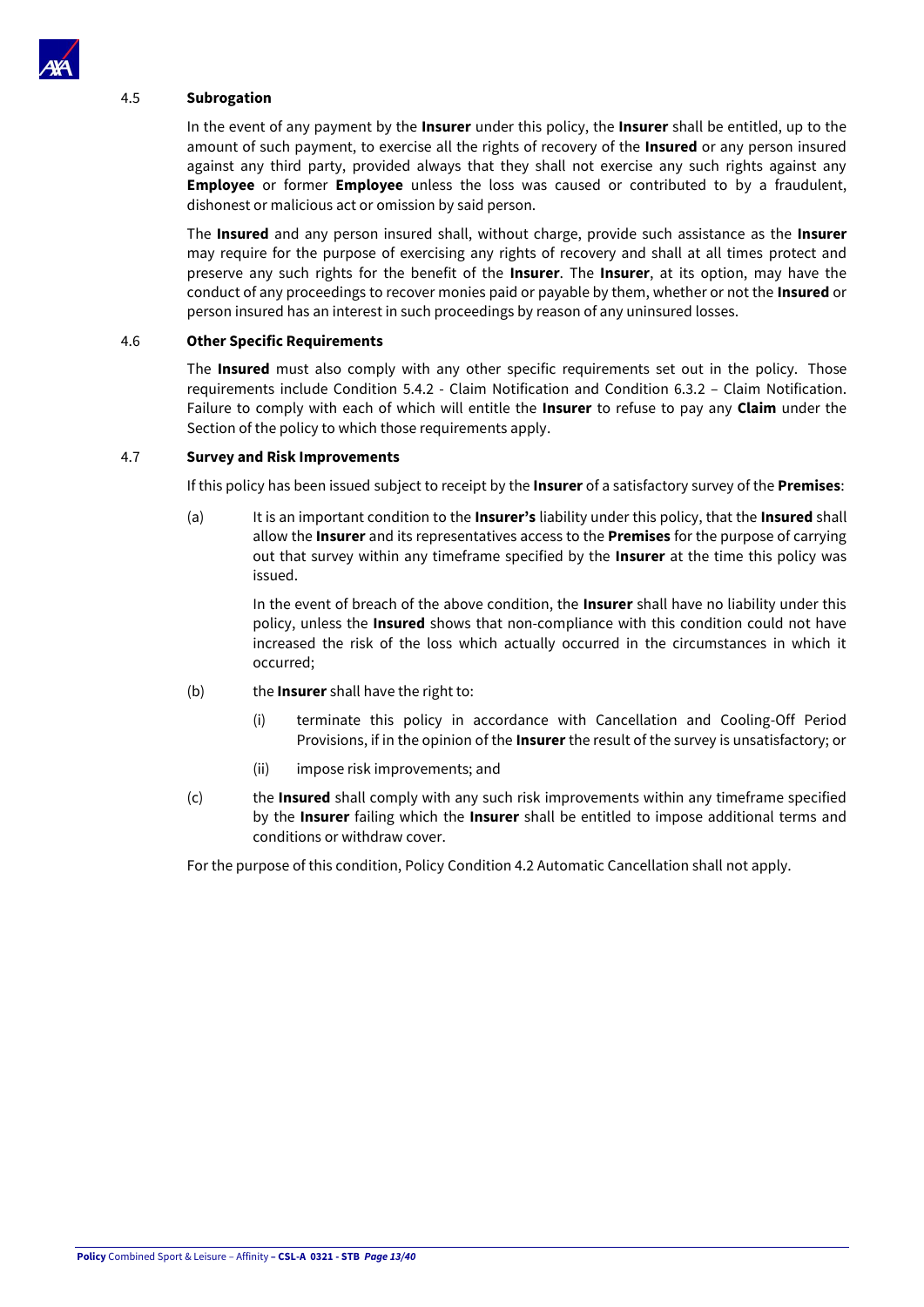4.5 **Subrogation**

In the event of any payment by the **Insurer** under this policy, the **Insurer** shall be entitled, up to the amount of such payment, to exercise all the rights of recovery of the **Insured** or any person insured against any third party, provided always that they shall not exercise any such rights against any **Employee** or former **Employee** unless the loss was caused or contributed to by a fraudulent, dishonest or malicious act or omission by said person.

The **Insured** and any person insured shall, without charge, provide such assistance as the **Insurer** may require for the purpose of exercising any rights of recovery and shall at all times protect and preserve any such rights for the benefit of the **Insurer**. The **Insurer**, at its option, may have the conduct of any proceedings to recover monies paid or payable by them, whether or not the **Insured** or person insured has an interest in such proceedings by reason of any uninsured losses.

4.6 **Other Specific Requirements**

The **Insured** must also comply with any other specific requirements set out in the policy. Those requirements include Condition 5.4.2 - Claim Notification and Condition 6.3.2 – Claim Notification. Failure to comply with each of which will entitle the **Insurer** to refuse to pay any **Claim** under the Section of the policy to which those requirements apply.

4.7 **Survey and Risk Improvements**

If this policy has been issued subject to receipt by the **Insurer** of a satisfactory survey of the **Premises**:

(a) It is an important condition to the **Insurer's** liability under this policy, that the **Insured** shall allow the **Insurer** and its representatives access to the **Premises** for the purpose of carrying out that survey within any timeframe specified by the **Insurer** at the time this policy was issued.

In the event of breach of the above condition, the **Insurer** shall have no liability under this policy, unless the **Insured** shows that non-compliance with this condition could not have increased the risk of the loss which actually occurred in the circumstances in which it occurred;

(b) the **Insurer** shall have the right to:

(i) terminate this policy in accordance with Cancellation and Cooling-Off Period Provisions, if in the opinion of the **Insurer** the result of the survey is unsatisfactory; or

(ii) impose risk improvements; and

(c) the **Insured** shall comply with any such risk improvements within any timeframe specified by the **Insurer** failing which the **Insurer** shall be entitled to impose additional terms and conditions or withdraw cover.

For the purpose of this condition, Policy Condition 4.2 Automatic Cancellation shall not apply.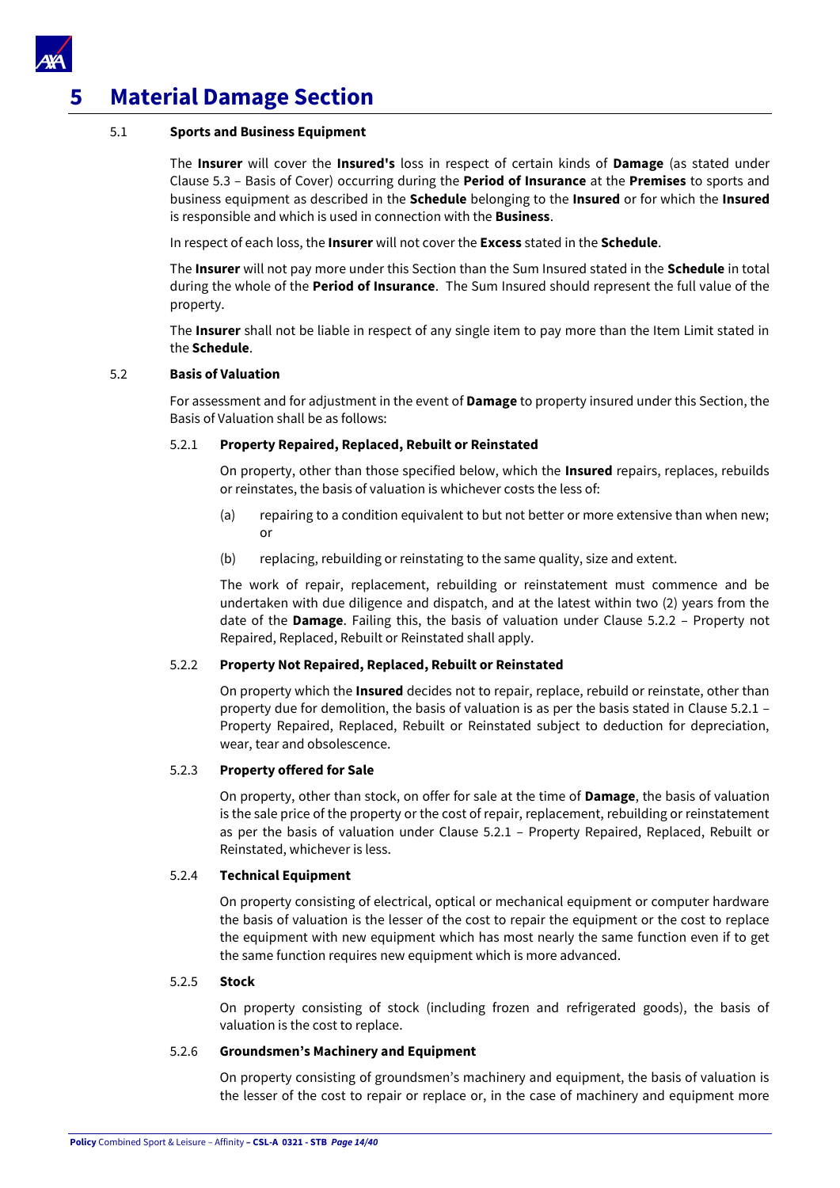# 5 Material Damage Section

## 5.1 Sports and Business Equipment

The **Insurer** will cover the **Insured's** loss in respect of certain kinds of **Damage** (as stated under Clause 5.3 – Basis of Cover) occurring during the **Period of Insurance** at the **Premises** to sports and business equipment as described in the **Schedule** belonging to the **Insured** or for which the **Insured** is responsible and which is used in connection with the **Business**.

In respect of each loss, the **Insurer** will not cover the **Excess** stated in the **Schedule**.

The **Insurer** will not pay more under this Section than the Sum Insured stated in the **Schedule** in total during the whole of the **Period of Insurance**. The Sum Insured should represent the full value of the property.

The **Insurer** shall not be liable in respect of any single item to pay more than the Item Limit stated in the **Schedule**.

## 5.2 Basis of Valuation

For assessment and for adjustment in the event of **Damage** to property insured under this Section, the Basis of Valuation shall be as follows:

### 5.2.1 Property Repaired, Replaced, Rebuilt or Reinstated

On property, other than those specified below, which the **Insured** repairs, replaces, rebuilds or reinstates, the basis of valuation is whichever costs the less of:

(a) repairing to a condition equivalent to but not better or more extensive than when new; or

(b) replacing, rebuilding or reinstating to the same quality, size and extent.

The work of repair, replacement, rebuilding or reinstatement must commence and be undertaken with due diligence and dispatch, and at the latest within two (2) years from the date of the **Damage**. Failing this, the basis of valuation under Clause 5.2.2 – Property not Repaired, Replaced, Rebuilt or Reinstated shall apply.

### 5.2.2 Property Not Repaired, Replaced, Rebuilt or Reinstated

On property which the **Insured** decides not to repair, replace, rebuild or reinstate, other than property due for demolition, the basis of valuation is as per the basis stated in Clause 5.2.1 – Property Repaired, Replaced, Rebuilt or Reinstated subject to deduction for depreciation, wear, tear and obsolescence.

### 5.2.3 Property offered for Sale

On property, other than stock, on offer for sale at the time of **Damage**, the basis of valuation is the sale price of the property or the cost of repair, replacement, rebuilding or reinstatement as per the basis of valuation under Clause 5.2.1 – Property Repaired, Replaced, Rebuilt or Reinstated, whichever is less.

### 5.2.4 Technical Equipment

On property consisting of electrical, optical or mechanical equipment or computer hardware the basis of valuation is the lesser of the cost to repair the equipment or the cost to replace the equipment with new equipment which has most nearly the same function even if to get the same function requires new equipment which is more advanced.

### 5.2.5 Stock

On property consisting of stock (including frozen and refrigerated goods), the basis of valuation is the cost to replace.

### 5.2.6 Groundsmen's Machinery and Equipment

On property consisting of groundsmen's machinery and equipment, the basis of valuation is the lesser of the cost to repair or replace or, in the case of machinery and equipment more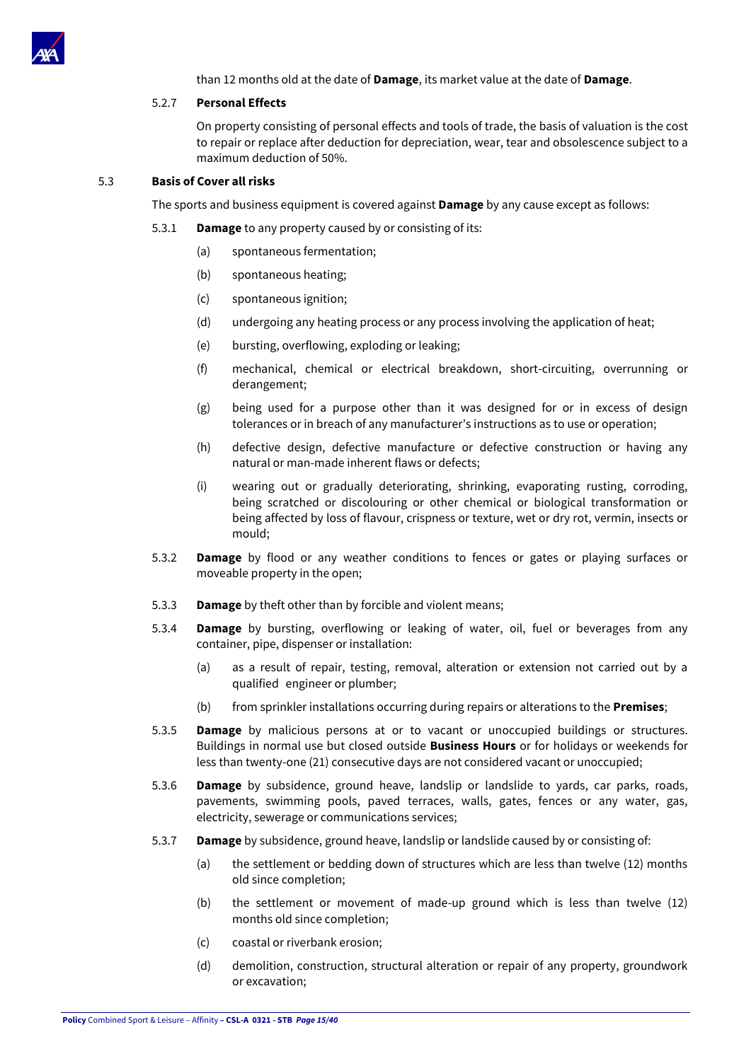than 12 months old at the date of **Damage**, its market value at the date of **Damage**.

5.2.7 **Personal Effects**

On property consisting of personal effects and tools of trade, the basis of valuation is the cost to repair or replace after deduction for depreciation, wear, tear and obsolescence subject to a maximum deduction of 50%.

5.3 **Basis of Cover all risks**

The sports and business equipment is covered against **Damage** by any cause except as follows:

5.3.1 **Damage** to any property caused by or consisting of its:

- (a) spontaneous fermentation;
- (b) spontaneous heating;
- (c) spontaneous ignition;
- (d) undergoing any heating process or any process involving the application of heat;
- (e) bursting, overflowing, exploding or leaking;
- (f) mechanical, chemical or electrical breakdown, short-circuiting, overrunning or derangement;
- (g) being used for a purpose other than it was designed for or in excess of design tolerances or in breach of any manufacturer's instructions as to use or operation;
- (h) defective design, defective manufacture or defective construction or having any natural or man-made inherent flaws or defects;
- (i) wearing out or gradually deteriorating, shrinking, evaporating rusting, corroding, being scratched or discolouring or other chemical or biological transformation or being affected by loss of flavour, crispness or texture, wet or dry rot, vermin, insects or mould;

5.3.2 **Damage** by flood or any weather conditions to fences or gates or playing surfaces or moveable property in the open;

5.3.3 **Damage** by theft other than by forcible and violent means;

5.3.4 **Damage** by bursting, overflowing or leaking of water, oil, fuel or beverages from any container, pipe, dispenser or installation:

- (a) as a result of repair, testing, removal, alteration or extension not carried out by a qualified engineer or plumber;
- (b) from sprinkler installations occurring during repairs or alterations to the **Premises**;

5.3.5 **Damage** by malicious persons at or to vacant or unoccupied buildings or structures. Buildings in normal use but closed outside **Business Hours** or for holidays or weekends for less than twenty-one (21) consecutive days are not considered vacant or unoccupied;

5.3.6 **Damage** by subsidence, ground heave, landslip or landslide to yards, car parks, roads, pavements, swimming pools, paved terraces, walls, gates, fences or any water, gas, electricity, sewerage or communications services;

5.3.7 **Damage** by subsidence, ground heave, landslip or landslide caused by or consisting of:

- (a) the settlement or bedding down of structures which are less than twelve (12) months old since completion;
- (b) the settlement or movement of made-up ground which is less than twelve (12) months old since completion;
- (c) coastal or riverbank erosion;
- (d) demolition, construction, structural alteration or repair of any property, groundwork or excavation;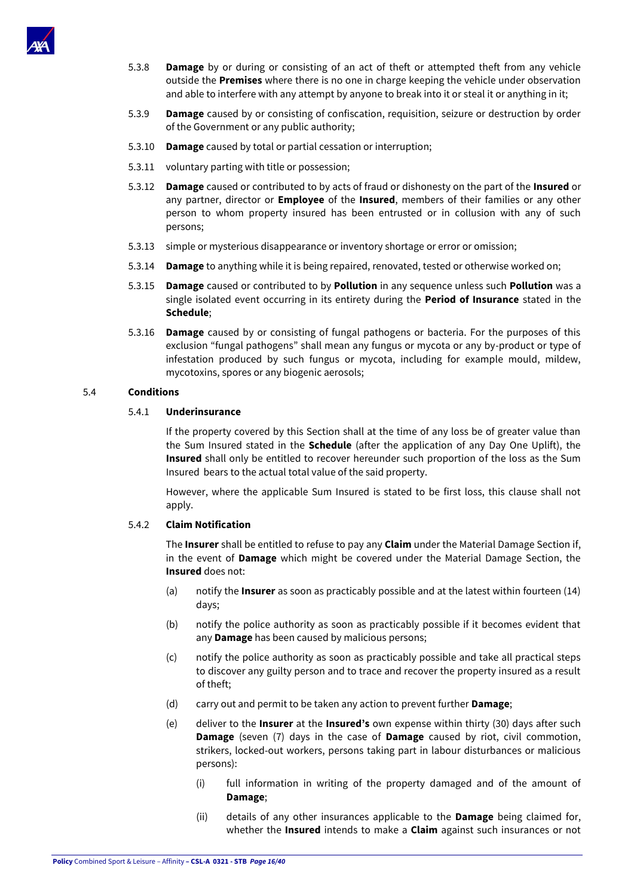5.3.8 **Damage** by or during or consisting of an act of theft or attempted theft from any vehicle outside the **Premises** where there is no one in charge keeping the vehicle under observation and able to interfere with any attempt by anyone to break into it or steal it or anything in it;

5.3.9 **Damage** caused by or consisting of confiscation, requisition, seizure or destruction by order of the Government or any public authority;

5.3.10 **Damage** caused by total or partial cessation or interruption;

5.3.11 voluntary parting with title or possession;

5.3.12 **Damage** caused or contributed to by acts of fraud or dishonesty on the part of the **Insured** or any partner, director or **Employee** of the **Insured**, members of their families or any other person to whom property insured has been entrusted or in collusion with any of such persons;

5.3.13 simple or mysterious disappearance or inventory shortage or error or omission;

5.3.14 **Damage** to anything while it is being repaired, renovated, tested or otherwise worked on;

5.3.15 **Damage** caused or contributed to by **Pollution** in any sequence unless such **Pollution** was a single isolated event occurring in its entirety during the **Period of Insurance** stated in the **Schedule**;

5.3.16 **Damage** caused by or consisting of fungal pathogens or bacteria. For the purposes of this exclusion "fungal pathogens" shall mean any fungus or mycota or any by-product or type of infestation produced by such fungus or mycota, including for example mould, mildew, mycotoxins, spores or any biogenic aerosols;

## 5.4 Conditions

### 5.4.1 Underinsurance

If the property covered by this Section shall at the time of any loss be of greater value than the Sum Insured stated in the **Schedule** (after the application of any Day One Uplift), the **Insured** shall only be entitled to recover hereunder such proportion of the loss as the Sum Insured bears to the actual total value of the said property.

However, where the applicable Sum Insured is stated to be first loss, this clause shall not apply.

### 5.4.2 Claim Notification

The **Insurer** shall be entitled to refuse to pay any **Claim** under the Material Damage Section if, in the event of **Damage** which might be covered under the Material Damage Section, the **Insured** does not:

(a) notify the **Insurer** as soon as practicably possible and at the latest within fourteen (14) days;

(b) notify the police authority as soon as practicably possible if it becomes evident that any **Damage** has been caused by malicious persons;

(c) notify the police authority as soon as practicably possible and take all practical steps to discover any guilty person and to trace and recover the property insured as a result of theft;

(d) carry out and permit to be taken any action to prevent further **Damage**;

(e) deliver to the **Insurer** at the **Insured's** own expense within thirty (30) days after such **Damage** (seven (7) days in the case of **Damage** caused by riot, civil commotion, strikers, locked-out workers, persons taking part in labour disturbances or malicious persons):

 (i) full information in writing of the property damaged and of the amount of **Damage**;

 (ii) details of any other insurances applicable to the **Damage** being claimed for, whether the **Insured** intends to make a **Claim** against such insurances or not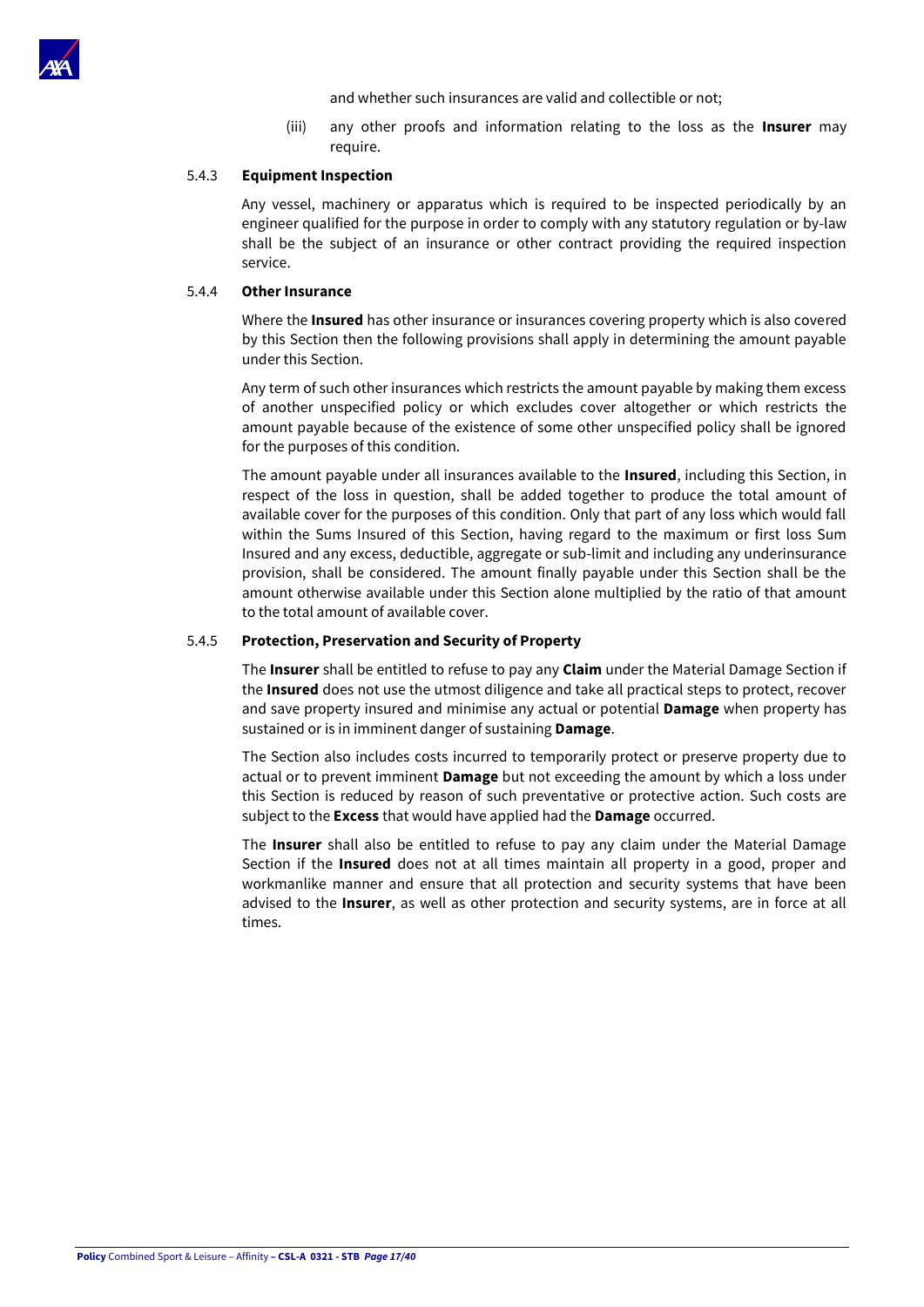and whether such insurances are valid and collectible or not;

(iii) any other proofs and information relating to the loss as the **Insurer** may require.

### 5.4.3 Equipment Inspection

Any vessel, machinery or apparatus which is required to be inspected periodically by an engineer qualified for the purpose in order to comply with any statutory regulation or by-law shall be the subject of an insurance or other contract providing the required inspection service.

### 5.4.4 Other Insurance

Where the **Insured** has other insurance or insurances covering property which is also covered by this Section then the following provisions shall apply in determining the amount payable under this Section.

Any term of such other insurances which restricts the amount payable by making them excess of another unspecified policy or which excludes cover altogether or which restricts the amount payable because of the existence of some other unspecified policy shall be ignored for the purposes of this condition.

The amount payable under all insurances available to the **Insured**, including this Section, in respect of the loss in question, shall be added together to produce the total amount of available cover for the purposes of this condition. Only that part of any loss which would fall within the Sums Insured of this Section, having regard to the maximum or first loss Sum Insured and any excess, deductible, aggregate or sub-limit and including any underinsurance provision, shall be considered. The amount finally payable under this Section shall be the amount otherwise available under this Section alone multiplied by the ratio of that amount to the total amount of available cover.

### 5.4.5 Protection, Preservation and Security of Property

The **Insurer** shall be entitled to refuse to pay any **Claim** under the Material Damage Section if the **Insured** does not use the utmost diligence and take all practical steps to protect, recover and save property insured and minimise any actual or potential **Damage** when property has sustained or is in imminent danger of sustaining **Damage**.

The Section also includes costs incurred to temporarily protect or preserve property due to actual or to prevent imminent **Damage** but not exceeding the amount by which a loss under this Section is reduced by reason of such preventative or protective action. Such costs are subject to the **Excess** that would have applied had the **Damage** occurred.

The **Insurer** shall also be entitled to refuse to pay any claim under the Material Damage Section if the **Insured** does not at all times maintain all property in a good, proper and workmanlike manner and ensure that all protection and security systems that have been advised to the **Insurer**, as well as other protection and security systems, are in force at all times.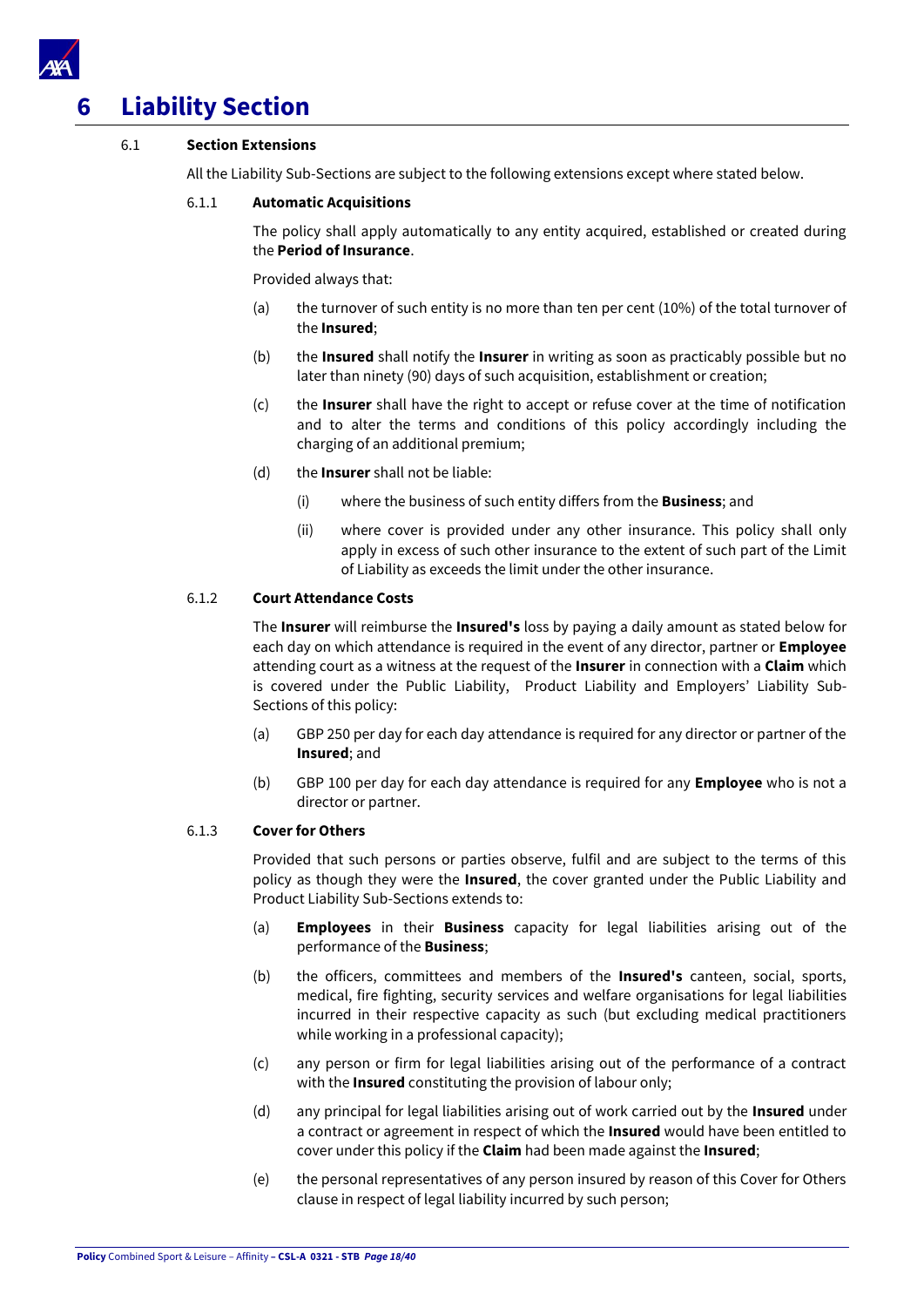# 6 Liability Section

## 6.1 Section Extensions

All the Liability Sub-Sections are subject to the following extensions except where stated below.

### 6.1.1 Automatic Acquisitions

The policy shall apply automatically to any entity acquired, established or created during the **Period of Insurance**.

Provided always that:

(a) the turnover of such entity is no more than ten per cent (10%) of the total turnover of the **Insured**;

(b) the **Insured** shall notify the **Insurer** in writing as soon as practicably possible but no later than ninety (90) days of such acquisition, establishment or creation;

(c) the **Insurer** shall have the right to accept or refuse cover at the time of notification and to alter the terms and conditions of this policy accordingly including the charging of an additional premium;

(d) the **Insurer** shall not be liable:

(i) where the business of such entity differs from the **Business**; and

(ii) where cover is provided under any other insurance. This policy shall only apply in excess of such other insurance to the extent of such part of the Limit of Liability as exceeds the limit under the other insurance.

### 6.1.2 Court Attendance Costs

The **Insurer** will reimburse the **Insured's** loss by paying a daily amount as stated below for each day on which attendance is required in the event of any director, partner or **Employee** attending court as a witness at the request of the **Insurer** in connection with a **Claim** which is covered under the Public Liability, Product Liability and Employers' Liability Sub-Sections of this policy:

(a) GBP 250 per day for each day attendance is required for any director or partner of the **Insured**; and

(b) GBP 100 per day for each day attendance is required for any **Employee** who is not a director or partner.

### 6.1.3 Cover for Others

Provided that such persons or parties observe, fulfil and are subject to the terms of this policy as though they were the **Insured**, the cover granted under the Public Liability and Product Liability Sub-Sections extends to:

(a) **Employees** in their **Business** capacity for legal liabilities arising out of the performance of the **Business**;

(b) the officers, committees and members of the **Insured's** canteen, social, sports, medical, fire fighting, security services and welfare organisations for legal liabilities incurred in their respective capacity as such (but excluding medical practitioners while working in a professional capacity);

(c) any person or firm for legal liabilities arising out of the performance of a contract with the **Insured** constituting the provision of labour only;

(d) any principal for legal liabilities arising out of work carried out by the **Insured** under a contract or agreement in respect of which the **Insured** would have been entitled to cover under this policy if the **Claim** had been made against the **Insured**;

(e) the personal representatives of any person insured by reason of this Cover for Others clause in respect of legal liability incurred by such person;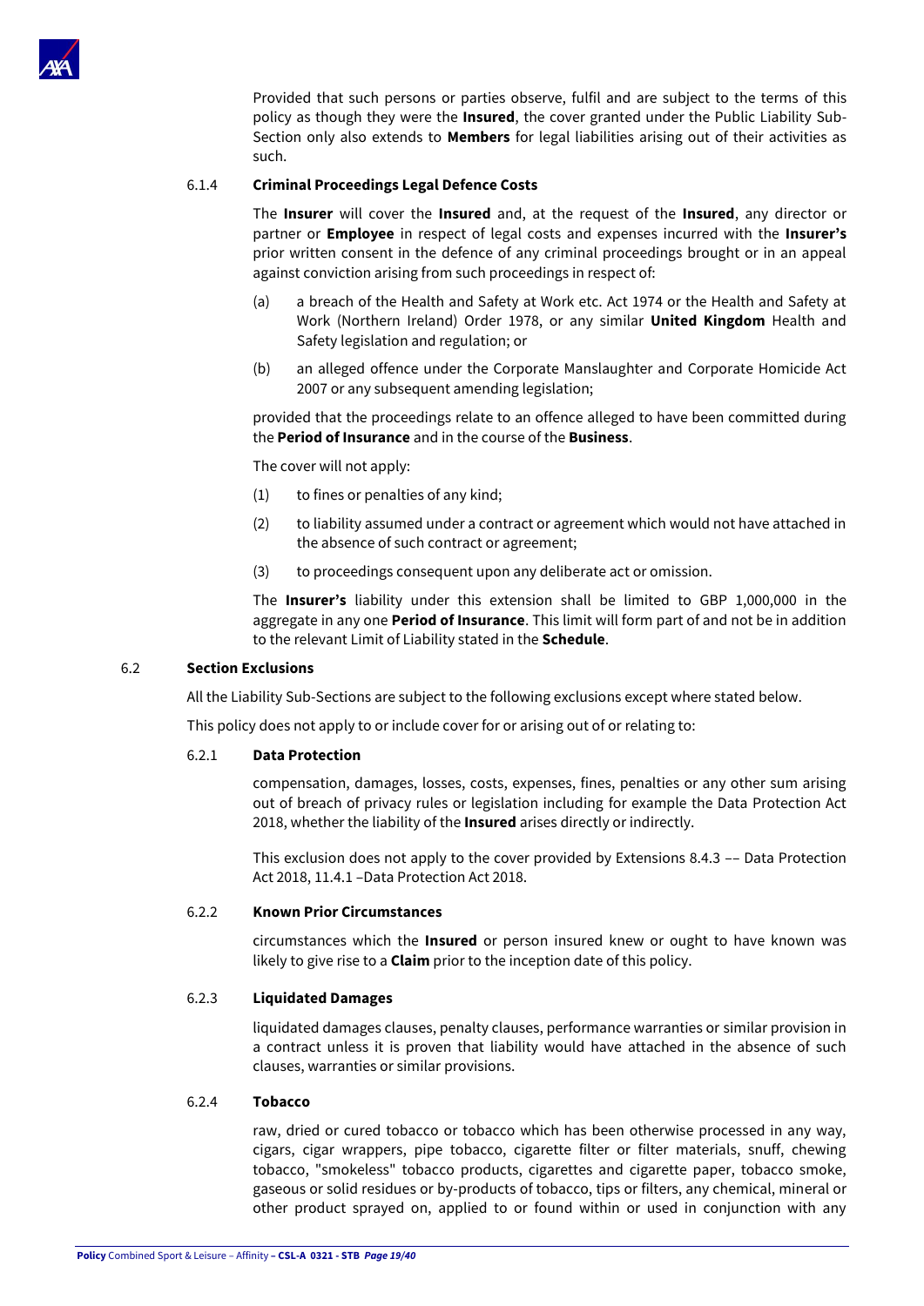Provided that such persons or parties observe, fulfil and are subject to the terms of this policy as though they were the **Insured**, the cover granted under the Public Liability Sub-Section only also extends to **Members** for legal liabilities arising out of their activities as such.

6.1.4 **Criminal Proceedings Legal Defence Costs**

The **Insurer** will cover the **Insured** and, at the request of the **Insured**, any director or partner or **Employee** in respect of legal costs and expenses incurred with the **Insurer's** prior written consent in the defence of any criminal proceedings brought or in an appeal against conviction arising from such proceedings in respect of:

(a) a breach of the Health and Safety at Work etc. Act 1974 or the Health and Safety at Work (Northern Ireland) Order 1978, or any similar **United Kingdom** Health and Safety legislation and regulation; or

(b) an alleged offence under the Corporate Manslaughter and Corporate Homicide Act 2007 or any subsequent amending legislation;

provided that the proceedings relate to an offence alleged to have been committed during the **Period of Insurance** and in the course of the **Business**.

The cover will not apply:

(1) to fines or penalties of any kind;

(2) to liability assumed under a contract or agreement which would not have attached in the absence of such contract or agreement;

(3) to proceedings consequent upon any deliberate act or omission.

The **Insurer's** liability under this extension shall be limited to GBP 1,000,000 in the aggregate in any one **Period of Insurance**. This limit will form part of and not be in addition to the relevant Limit of Liability stated in the **Schedule**.

6.2 **Section Exclusions**

All the Liability Sub-Sections are subject to the following exclusions except where stated below.

This policy does not apply to or include cover for or arising out of or relating to:

6.2.1 **Data Protection**

compensation, damages, losses, costs, expenses, fines, penalties or any other sum arising out of breach of privacy rules or legislation including for example the Data Protection Act 2018, whether the liability of the **Insured** arises directly or indirectly.

This exclusion does not apply to the cover provided by Extensions 8.4.3 –– Data Protection Act 2018, 11.4.1 –Data Protection Act 2018.

6.2.2 **Known Prior Circumstances**

circumstances which the **Insured** or person insured knew or ought to have known was likely to give rise to a **Claim** prior to the inception date of this policy.

6.2.3 **Liquidated Damages**

liquidated damages clauses, penalty clauses, performance warranties or similar provision in a contract unless it is proven that liability would have attached in the absence of such clauses, warranties or similar provisions.

6.2.4 **Tobacco**

raw, dried or cured tobacco or tobacco which has been otherwise processed in any way, cigars, cigar wrappers, pipe tobacco, cigarette filter or filter materials, snuff, chewing tobacco, "smokeless" tobacco products, cigarettes and cigarette paper, tobacco smoke, gaseous or solid residues or by-products of tobacco, tips or filters, any chemical, mineral or other product sprayed on, applied to or found within or used in conjunction with any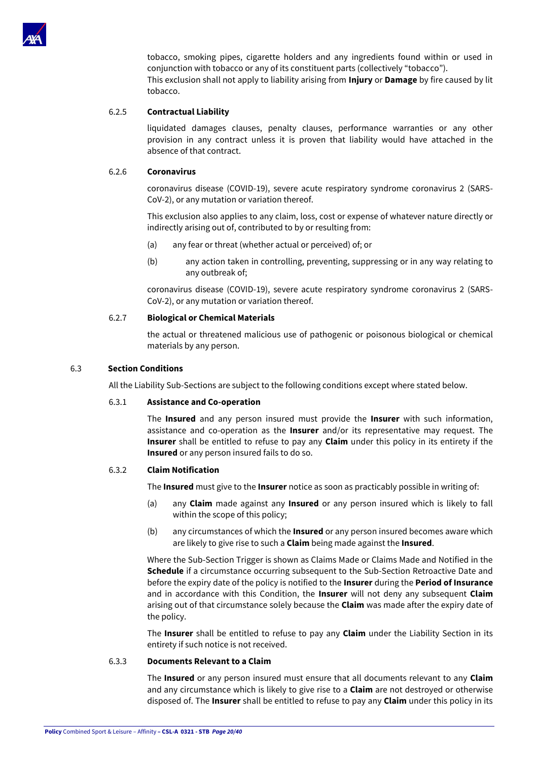tobacco, smoking pipes, cigarette holders and any ingredients found within or used in conjunction with tobacco or any of its constituent parts (collectively "tobacco").
This exclusion shall not apply to liability arising from **Injury** or **Damage** by fire caused by lit tobacco.

#### 6.2.5 Contractual Liability

liquidated damages clauses, penalty clauses, performance warranties or any other provision in any contract unless it is proven that liability would have attached in the absence of that contract.

#### 6.2.6 Coronavirus

coronavirus disease (COVID-19), severe acute respiratory syndrome coronavirus 2 (SARS-CoV-2), or any mutation or variation thereof.

This exclusion also applies to any claim, loss, cost or expense of whatever nature directly or indirectly arising out of, contributed to by or resulting from:

(a) any fear or threat (whether actual or perceived) of; or

(b) any action taken in controlling, preventing, suppressing or in any way relating to any outbreak of;

coronavirus disease (COVID-19), severe acute respiratory syndrome coronavirus 2 (SARS-CoV-2), or any mutation or variation thereof.

#### 6.2.7 Biological or Chemical Materials

the actual or threatened malicious use of pathogenic or poisonous biological or chemical materials by any person.

### 6.3 Section Conditions

All the Liability Sub-Sections are subject to the following conditions except where stated below.

#### 6.3.1 Assistance and Co-operation

The **Insured** and any person insured must provide the **Insurer** with such information, assistance and co-operation as the **Insurer** and/or its representative may request. The **Insurer** shall be entitled to refuse to pay any **Claim** under this policy in its entirety if the **Insured** or any person insured fails to do so.

#### 6.3.2 Claim Notification

The **Insured** must give to the **Insurer** notice as soon as practicably possible in writing of:

(a) any **Claim** made against any **Insured** or any person insured which is likely to fall within the scope of this policy;

(b) any circumstances of which the **Insured** or any person insured becomes aware which are likely to give rise to such a **Claim** being made against the **Insured**.

Where the Sub-Section Trigger is shown as Claims Made or Claims Made and Notified in the **Schedule** if a circumstance occurring subsequent to the Sub-Section Retroactive Date and before the expiry date of the policy is notified to the **Insurer** during the **Period of Insurance** and in accordance with this Condition, the **Insurer** will not deny any subsequent **Claim** arising out of that circumstance solely because the **Claim** was made after the expiry date of the policy.

The **Insurer** shall be entitled to refuse to pay any **Claim** under the Liability Section in its entirety if such notice is not received.

#### 6.3.3 Documents Relevant to a Claim

The **Insured** or any person insured must ensure that all documents relevant to any **Claim** and any circumstance which is likely to give rise to a **Claim** are not destroyed or otherwise disposed of. The **Insurer** shall be entitled to refuse to pay any **Claim** under this policy in its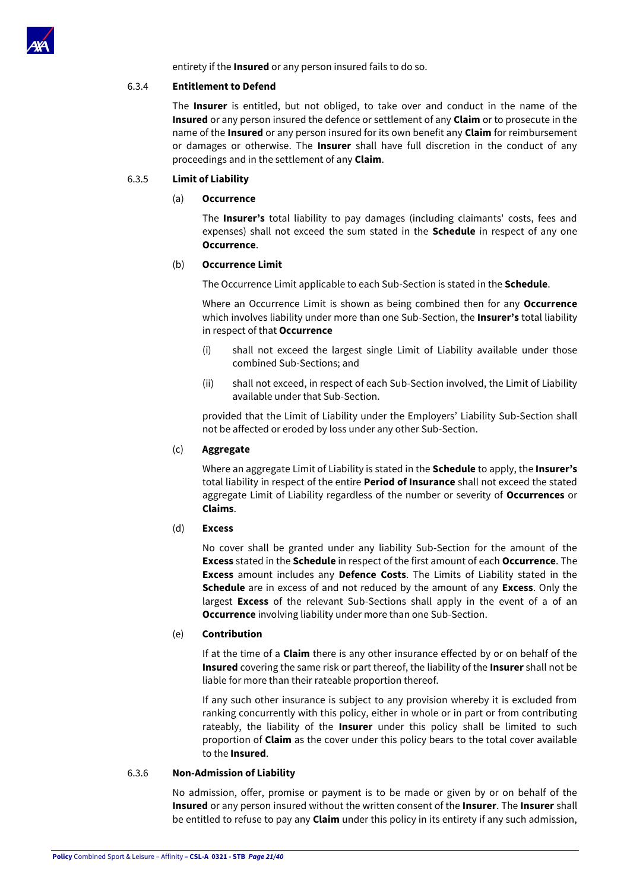entirety if the **Insured** or any person insured fails to do so.

#### 6.3.4 Entitlement to Defend

The **Insurer** is entitled, but not obliged, to take over and conduct in the name of the **Insured** or any person insured the defence or settlement of any **Claim** or to prosecute in the name of the **Insured** or any person insured for its own benefit any **Claim** for reimbursement or damages or otherwise. The **Insurer** shall have full discretion in the conduct of any proceedings and in the settlement of any **Claim**.

#### 6.3.5 Limit of Liability

(a) **Occurrence**

The **Insurer's** total liability to pay damages (including claimants' costs, fees and expenses) shall not exceed the sum stated in the **Schedule** in respect of any one **Occurrence**.

(b) **Occurrence Limit**

The Occurrence Limit applicable to each Sub-Section is stated in the **Schedule**.

Where an Occurrence Limit is shown as being combined then for any **Occurrence** which involves liability under more than one Sub-Section, the **Insurer's** total liability in respect of that **Occurrence**

(i) shall not exceed the largest single Limit of Liability available under those combined Sub-Sections; and

(ii) shall not exceed, in respect of each Sub-Section involved, the Limit of Liability available under that Sub-Section.

provided that the Limit of Liability under the Employers' Liability Sub-Section shall not be affected or eroded by loss under any other Sub-Section.

(c) **Aggregate**

Where an aggregate Limit of Liability is stated in the **Schedule** to apply, the **Insurer's** total liability in respect of the entire **Period of Insurance** shall not exceed the stated aggregate Limit of Liability regardless of the number or severity of **Occurrences** or **Claims**.

(d) **Excess**

No cover shall be granted under any liability Sub-Section for the amount of the **Excess** stated in the **Schedule** in respect of the first amount of each **Occurrence**. The **Excess** amount includes any **Defence Costs**. The Limits of Liability stated in the **Schedule** are in excess of and not reduced by the amount of any **Excess**. Only the largest **Excess** of the relevant Sub-Sections shall apply in the event of a of an **Occurrence** involving liability under more than one Sub-Section.

(e) **Contribution**

If at the time of a **Claim** there is any other insurance effected by or on behalf of the **Insured** covering the same risk or part thereof, the liability of the **Insurer** shall not be liable for more than their rateable proportion thereof.

If any such other insurance is subject to any provision whereby it is excluded from ranking concurrently with this policy, either in whole or in part or from contributing rateably, the liability of the **Insurer** under this policy shall be limited to such proportion of **Claim** as the cover under this policy bears to the total cover available to the **Insured**.

#### 6.3.6 Non-Admission of Liability

No admission, offer, promise or payment is to be made or given by or on behalf of the **Insured** or any person insured without the written consent of the **Insurer**. The **Insurer** shall be entitled to refuse to pay any **Claim** under this policy in its entirety if any such admission,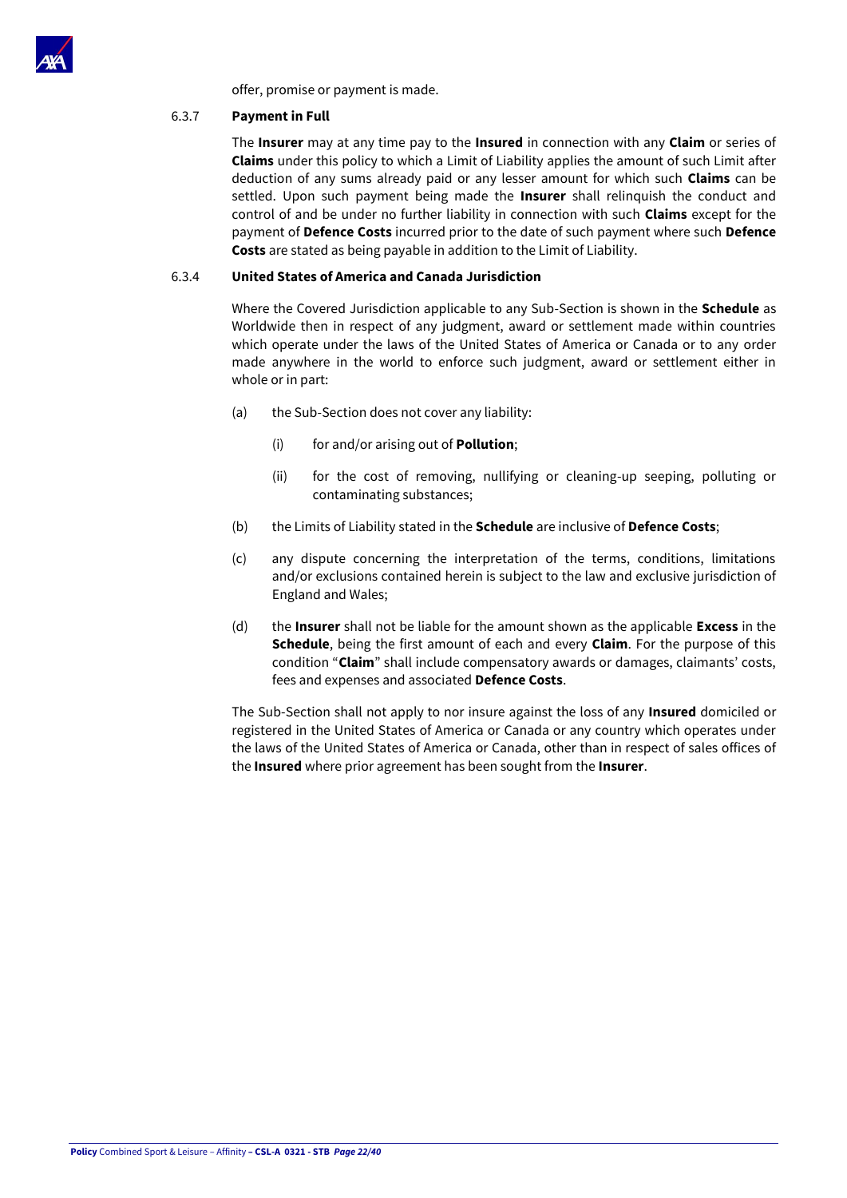offer, promise or payment is made.

#### 6.3.7 Payment in Full

The **Insurer** may at any time pay to the **Insured** in connection with any **Claim** or series of **Claims** under this policy to which a Limit of Liability applies the amount of such Limit after deduction of any sums already paid or any lesser amount for which such **Claims** can be settled. Upon such payment being made the **Insurer** shall relinquish the conduct and control of and be under no further liability in connection with such **Claims** except for the payment of **Defence Costs** incurred prior to the date of such payment where such **Defence Costs** are stated as being payable in addition to the Limit of Liability.

#### 6.3.4 United States of America and Canada Jurisdiction

Where the Covered Jurisdiction applicable to any Sub-Section is shown in the **Schedule** as Worldwide then in respect of any judgment, award or settlement made within countries which operate under the laws of the United States of America or Canada or to any order made anywhere in the world to enforce such judgment, award or settlement either in whole or in part:

(a) the Sub-Section does not cover any liability:

  (i) for and/or arising out of **Pollution**;

  (ii) for the cost of removing, nullifying or cleaning-up seeping, polluting or contaminating substances;

(b) the Limits of Liability stated in the **Schedule** are inclusive of **Defence Costs**;

(c) any dispute concerning the interpretation of the terms, conditions, limitations and/or exclusions contained herein is subject to the law and exclusive jurisdiction of England and Wales;

(d) the **Insurer** shall not be liable for the amount shown as the applicable **Excess** in the **Schedule**, being the first amount of each and every **Claim**. For the purpose of this condition "**Claim**" shall include compensatory awards or damages, claimants' costs, fees and expenses and associated **Defence Costs**.

The Sub-Section shall not apply to nor insure against the loss of any **Insured** domiciled or registered in the United States of America or Canada or any country which operates under the laws of the United States of America or Canada, other than in respect of sales offices of the **Insured** where prior agreement has been sought from the **Insurer**.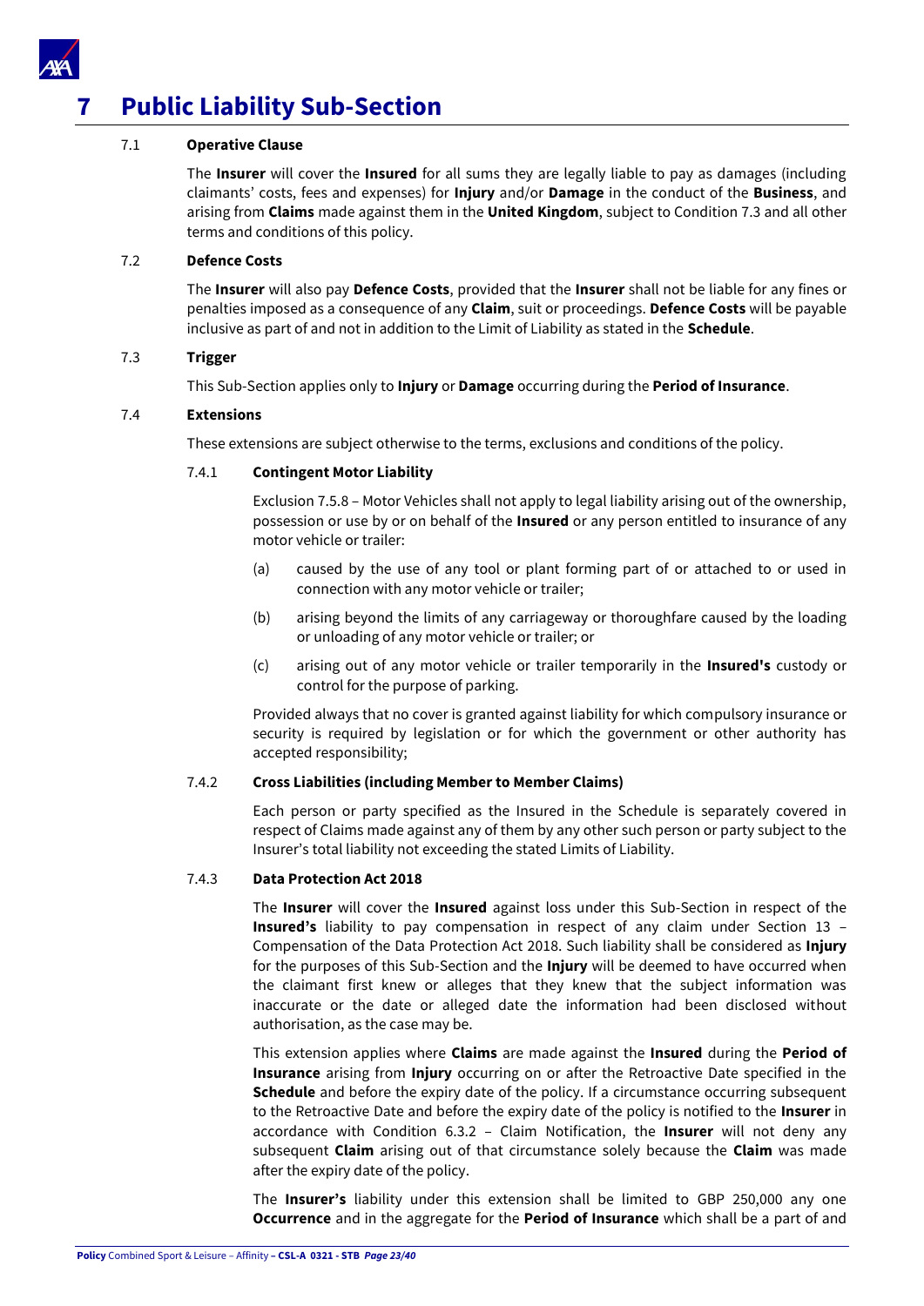# 7 Public Liability Sub-Section

7.1 **Operative Clause**

The **Insurer** will cover the **Insured** for all sums they are legally liable to pay as damages (including claimants' costs, fees and expenses) for **Injury** and/or **Damage** in the conduct of the **Business**, and arising from **Claims** made against them in the **United Kingdom**, subject to Condition 7.3 and all other terms and conditions of this policy.

7.2 **Defence Costs**

The **Insurer** will also pay **Defence Costs**, provided that the **Insurer** shall not be liable for any fines or penalties imposed as a consequence of any **Claim**, suit or proceedings. **Defence Costs** will be payable inclusive as part of and not in addition to the Limit of Liability as stated in the **Schedule**.

7.3 **Trigger**

This Sub-Section applies only to **Injury** or **Damage** occurring during the **Period of Insurance**.

7.4 **Extensions**

These extensions are subject otherwise to the terms, exclusions and conditions of the policy.

7.4.1 **Contingent Motor Liability**

Exclusion 7.5.8 – Motor Vehicles shall not apply to legal liability arising out of the ownership, possession or use by or on behalf of the **Insured** or any person entitled to insurance of any motor vehicle or trailer:

(a) caused by the use of any tool or plant forming part of or attached to or used in connection with any motor vehicle or trailer;

(b) arising beyond the limits of any carriageway or thoroughfare caused by the loading or unloading of any motor vehicle or trailer; or

(c) arising out of any motor vehicle or trailer temporarily in the **Insured's** custody or control for the purpose of parking.

Provided always that no cover is granted against liability for which compulsory insurance or security is required by legislation or for which the government or other authority has accepted responsibility;

7.4.2 **Cross Liabilities (including Member to Member Claims)**

Each person or party specified as the Insured in the Schedule is separately covered in respect of Claims made against any of them by any other such person or party subject to the Insurer's total liability not exceeding the stated Limits of Liability.

7.4.3 **Data Protection Act 2018**

The **Insurer** will cover the **Insured** against loss under this Sub-Section in respect of the **Insured's** liability to pay compensation in respect of any claim under Section 13 – Compensation of the Data Protection Act 2018. Such liability shall be considered as **Injury** for the purposes of this Sub-Section and the **Injury** will be deemed to have occurred when the claimant first knew or alleges that they knew that the subject information was inaccurate or the date or alleged date the information had been disclosed without authorisation, as the case may be.

This extension applies where **Claims** are made against the **Insured** during the **Period of Insurance** arising from **Injury** occurring on or after the Retroactive Date specified in the **Schedule** and before the expiry date of the policy. If a circumstance occurring subsequent to the Retroactive Date and before the expiry date of the policy is notified to the **Insurer** in accordance with Condition 6.3.2 – Claim Notification, the **Insurer** will not deny any subsequent **Claim** arising out of that circumstance solely because the **Claim** was made after the expiry date of the policy.

The **Insurer's** liability under this extension shall be limited to GBP 250,000 any one **Occurrence** and in the aggregate for the **Period of Insurance** which shall be a part of and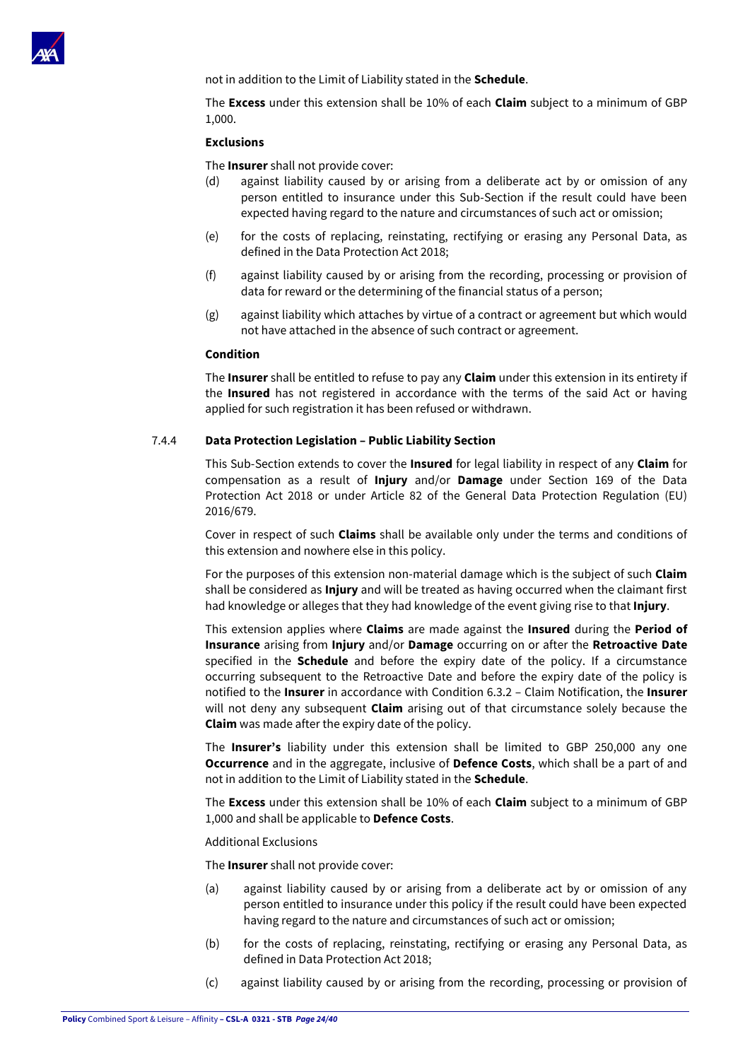not in addition to the Limit of Liability stated in the **Schedule**.

The **Excess** under this extension shall be 10% of each **Claim** subject to a minimum of GBP 1,000.

**Exclusions**

The **Insurer** shall not provide cover:

(d) against liability caused by or arising from a deliberate act by or omission of any person entitled to insurance under this Sub-Section if the result could have been expected having regard to the nature and circumstances of such act or omission;

(e) for the costs of replacing, reinstating, rectifying or erasing any Personal Data, as defined in the Data Protection Act 2018;

(f) against liability caused by or arising from the recording, processing or provision of data for reward or the determining of the financial status of a person;

(g) against liability which attaches by virtue of a contract or agreement but which would not have attached in the absence of such contract or agreement.

**Condition**

The **Insurer** shall be entitled to refuse to pay any **Claim** under this extension in its entirety if the **Insured** has not registered in accordance with the terms of the said Act or having applied for such registration it has been refused or withdrawn.

### 7.4.4 Data Protection Legislation – Public Liability Section

This Sub-Section extends to cover the **Insured** for legal liability in respect of any **Claim** for compensation as a result of **Injury** and/or **Damage** under Section 169 of the Data Protection Act 2018 or under Article 82 of the General Data Protection Regulation (EU) 2016/679.

Cover in respect of such **Claims** shall be available only under the terms and conditions of this extension and nowhere else in this policy.

For the purposes of this extension non-material damage which is the subject of such **Claim** shall be considered as **Injury** and will be treated as having occurred when the claimant first had knowledge or alleges that they had knowledge of the event giving rise to that **Injury**.

This extension applies where **Claims** are made against the **Insured** during the **Period of Insurance** arising from **Injury** and/or **Damage** occurring on or after the **Retroactive Date** specified in the **Schedule** and before the expiry date of the policy. If a circumstance occurring subsequent to the Retroactive Date and before the expiry date of the policy is notified to the **Insurer** in accordance with Condition 6.3.2 – Claim Notification, the **Insurer** will not deny any subsequent **Claim** arising out of that circumstance solely because the **Claim** was made after the expiry date of the policy.

The **Insurer's** liability under this extension shall be limited to GBP 250,000 any one **Occurrence** and in the aggregate, inclusive of **Defence Costs**, which shall be a part of and not in addition to the Limit of Liability stated in the **Schedule**.

The **Excess** under this extension shall be 10% of each **Claim** subject to a minimum of GBP 1,000 and shall be applicable to **Defence Costs**.

Additional Exclusions

The **Insurer** shall not provide cover:

(a) against liability caused by or arising from a deliberate act by or omission of any person entitled to insurance under this policy if the result could have been expected having regard to the nature and circumstances of such act or omission;

(b) for the costs of replacing, reinstating, rectifying or erasing any Personal Data, as defined in Data Protection Act 2018;

(c) against liability caused by or arising from the recording, processing or provision of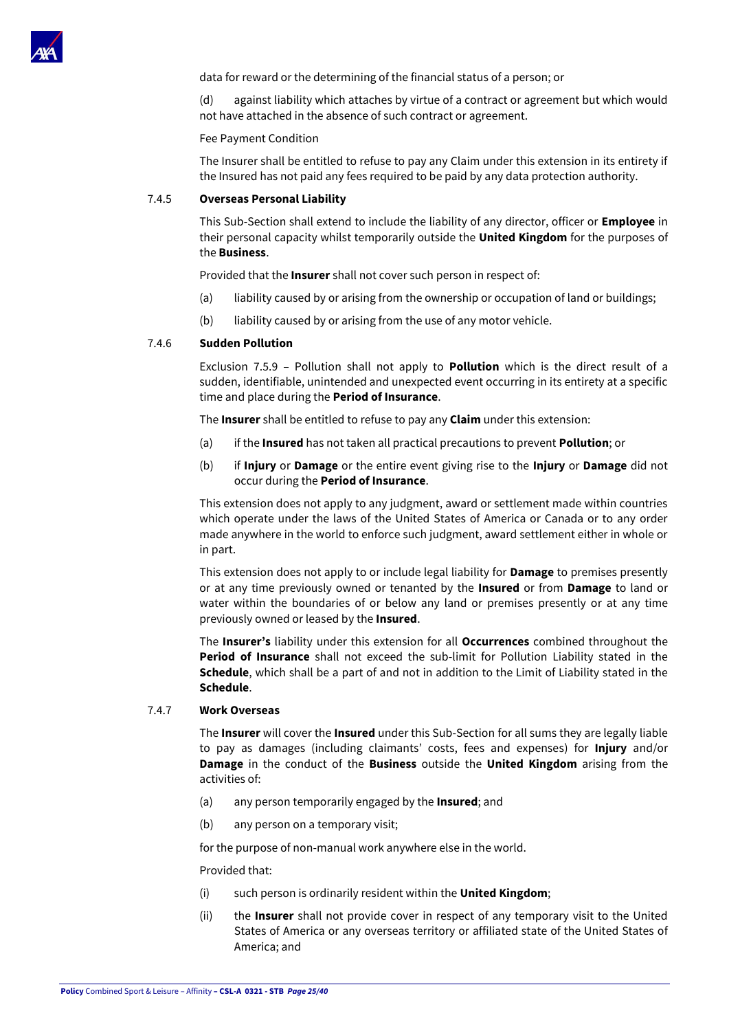data for reward or the determining of the financial status of a person; or

(d) against liability which attaches by virtue of a contract or agreement but which would not have attached in the absence of such contract or agreement.

Fee Payment Condition

The Insurer shall be entitled to refuse to pay any Claim under this extension in its entirety if the Insured has not paid any fees required to be paid by any data protection authority.

7.4.5 **Overseas Personal Liability**

This Sub-Section shall extend to include the liability of any director, officer or **Employee** in their personal capacity whilst temporarily outside the **United Kingdom** for the purposes of the **Business**.

Provided that the **Insurer** shall not cover such person in respect of:

(a) liability caused by or arising from the ownership or occupation of land or buildings;

(b) liability caused by or arising from the use of any motor vehicle.

7.4.6 **Sudden Pollution**

Exclusion 7.5.9 – Pollution shall not apply to **Pollution** which is the direct result of a sudden, identifiable, unintended and unexpected event occurring in its entirety at a specific time and place during the **Period of Insurance**.

The **Insurer** shall be entitled to refuse to pay any **Claim** under this extension:

(a) if the **Insured** has not taken all practical precautions to prevent **Pollution**; or

(b) if **Injury** or **Damage** or the entire event giving rise to the **Injury** or **Damage** did not occur during the **Period of Insurance**.

This extension does not apply to any judgment, award or settlement made within countries which operate under the laws of the United States of America or Canada or to any order made anywhere in the world to enforce such judgment, award settlement either in whole or in part.

This extension does not apply to or include legal liability for **Damage** to premises presently or at any time previously owned or tenanted by the **Insured** or from **Damage** to land or water within the boundaries of or below any land or premises presently or at any time previously owned or leased by the **Insured**.

The **Insurer's** liability under this extension for all **Occurrences** combined throughout the **Period of Insurance** shall not exceed the sub-limit for Pollution Liability stated in the **Schedule**, which shall be a part of and not in addition to the Limit of Liability stated in the **Schedule**.

7.4.7 **Work Overseas**

The **Insurer** will cover the **Insured** under this Sub-Section for all sums they are legally liable to pay as damages (including claimants' costs, fees and expenses) for **Injury** and/or **Damage** in the conduct of the **Business** outside the **United Kingdom** arising from the activities of:

(a) any person temporarily engaged by the **Insured**; and

(b) any person on a temporary visit;

for the purpose of non-manual work anywhere else in the world.

Provided that:

(i) such person is ordinarily resident within the **United Kingdom**;

(ii) the **Insurer** shall not provide cover in respect of any temporary visit to the United States of America or any overseas territory or affiliated state of the United States of America; and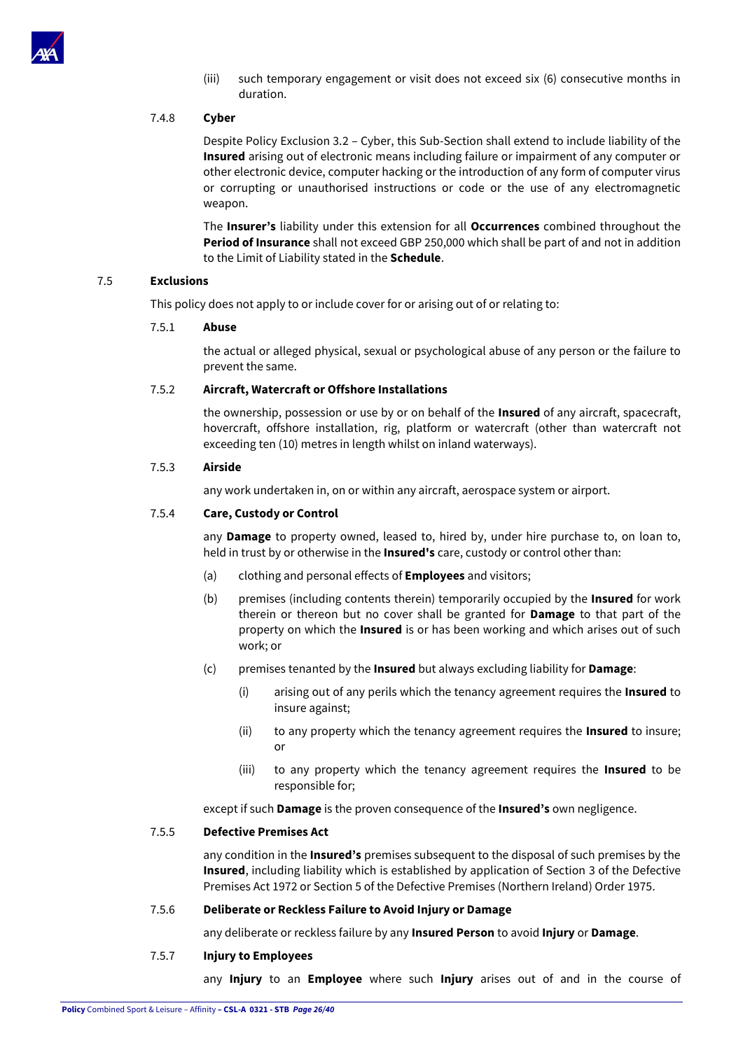(iii) such temporary engagement or visit does not exceed six (6) consecutive months in duration.

#### 7.4.8 Cyber

Despite Policy Exclusion 3.2 – Cyber, this Sub-Section shall extend to include liability of the **Insured** arising out of electronic means including failure or impairment of any computer or other electronic device, computer hacking or the introduction of any form of computer virus or corrupting or unauthorised instructions or code or the use of any electromagnetic weapon.

The **Insurer's** liability under this extension for all **Occurrences** combined throughout the **Period of Insurance** shall not exceed GBP 250,000 which shall be part of and not in addition to the Limit of Liability stated in the **Schedule**.

### 7.5 Exclusions

This policy does not apply to or include cover for or arising out of or relating to:

#### 7.5.1 Abuse

the actual or alleged physical, sexual or psychological abuse of any person or the failure to prevent the same.

#### 7.5.2 Aircraft, Watercraft or Offshore Installations

the ownership, possession or use by or on behalf of the **Insured** of any aircraft, spacecraft, hovercraft, offshore installation, rig, platform or watercraft (other than watercraft not exceeding ten (10) metres in length whilst on inland waterways).

#### 7.5.3 Airside

any work undertaken in, on or within any aircraft, aerospace system or airport.

#### 7.5.4 Care, Custody or Control

any **Damage** to property owned, leased to, hired by, under hire purchase to, on loan to, held in trust by or otherwise in the **Insured's** care, custody or control other than:

(a) clothing and personal effects of **Employees** and visitors;

(b) premises (including contents therein) temporarily occupied by the **Insured** for work therein or thereon but no cover shall be granted for **Damage** to that part of the property on which the **Insured** is or has been working and which arises out of such work; or

(c) premises tenanted by the **Insured** but always excluding liability for **Damage**:

(i) arising out of any perils which the tenancy agreement requires the **Insured** to insure against;

(ii) to any property which the tenancy agreement requires the **Insured** to insure; or

(iii) to any property which the tenancy agreement requires the **Insured** to be responsible for;

except if such **Damage** is the proven consequence of the **Insured's** own negligence.

#### 7.5.5 Defective Premises Act

any condition in the **Insured's** premises subsequent to the disposal of such premises by the **Insured**, including liability which is established by application of Section 3 of the Defective Premises Act 1972 or Section 5 of the Defective Premises (Northern Ireland) Order 1975.

#### 7.5.6 Deliberate or Reckless Failure to Avoid Injury or Damage

any deliberate or reckless failure by any **Insured Person** to avoid **Injury** or **Damage**.

#### 7.5.7 Injury to Employees

any **Injury** to an **Employee** where such **Injury** arises out of and in the course of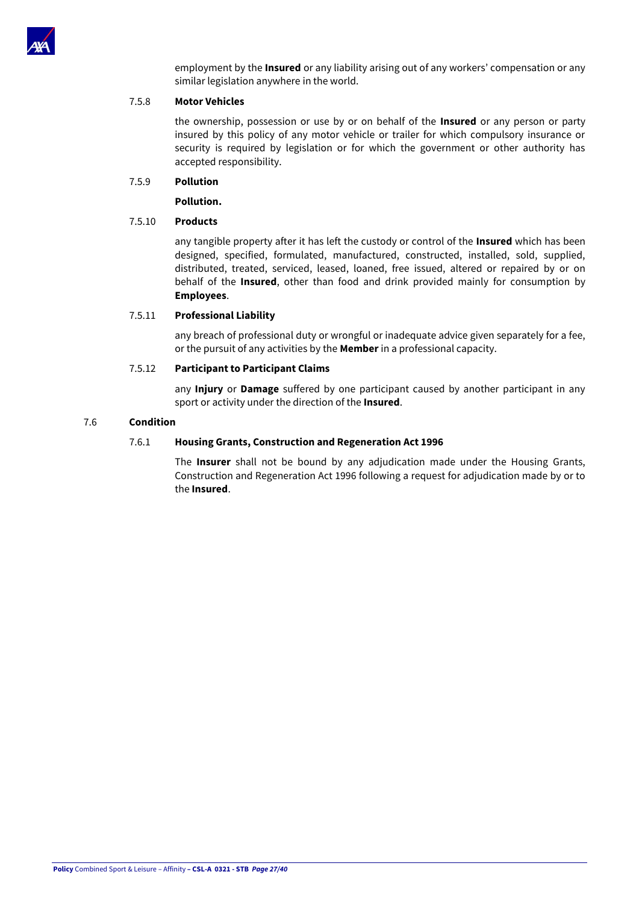employment by the **Insured** or any liability arising out of any workers' compensation or any similar legislation anywhere in the world.

7.5.8 **Motor Vehicles**

the ownership, possession or use by or on behalf of the **Insured** or any person or party insured by this policy of any motor vehicle or trailer for which compulsory insurance or security is required by legislation or for which the government or other authority has accepted responsibility.

7.5.9 **Pollution**

**Pollution.**

7.5.10 **Products**

any tangible property after it has left the custody or control of the **Insured** which has been designed, specified, formulated, manufactured, constructed, installed, sold, supplied, distributed, treated, serviced, leased, loaned, free issued, altered or repaired by or on behalf of the **Insured**, other than food and drink provided mainly for consumption by **Employees**.

7.5.11 **Professional Liability**

any breach of professional duty or wrongful or inadequate advice given separately for a fee, or the pursuit of any activities by the **Member** in a professional capacity.

7.5.12 **Participant to Participant Claims**

any **Injury** or **Damage** suffered by one participant caused by another participant in any sport or activity under the direction of the **Insured**.

7.6 **Condition**

7.6.1 **Housing Grants, Construction and Regeneration Act 1996**

The **Insurer** shall not be bound by any adjudication made under the Housing Grants, Construction and Regeneration Act 1996 following a request for adjudication made by or to the **Insured**.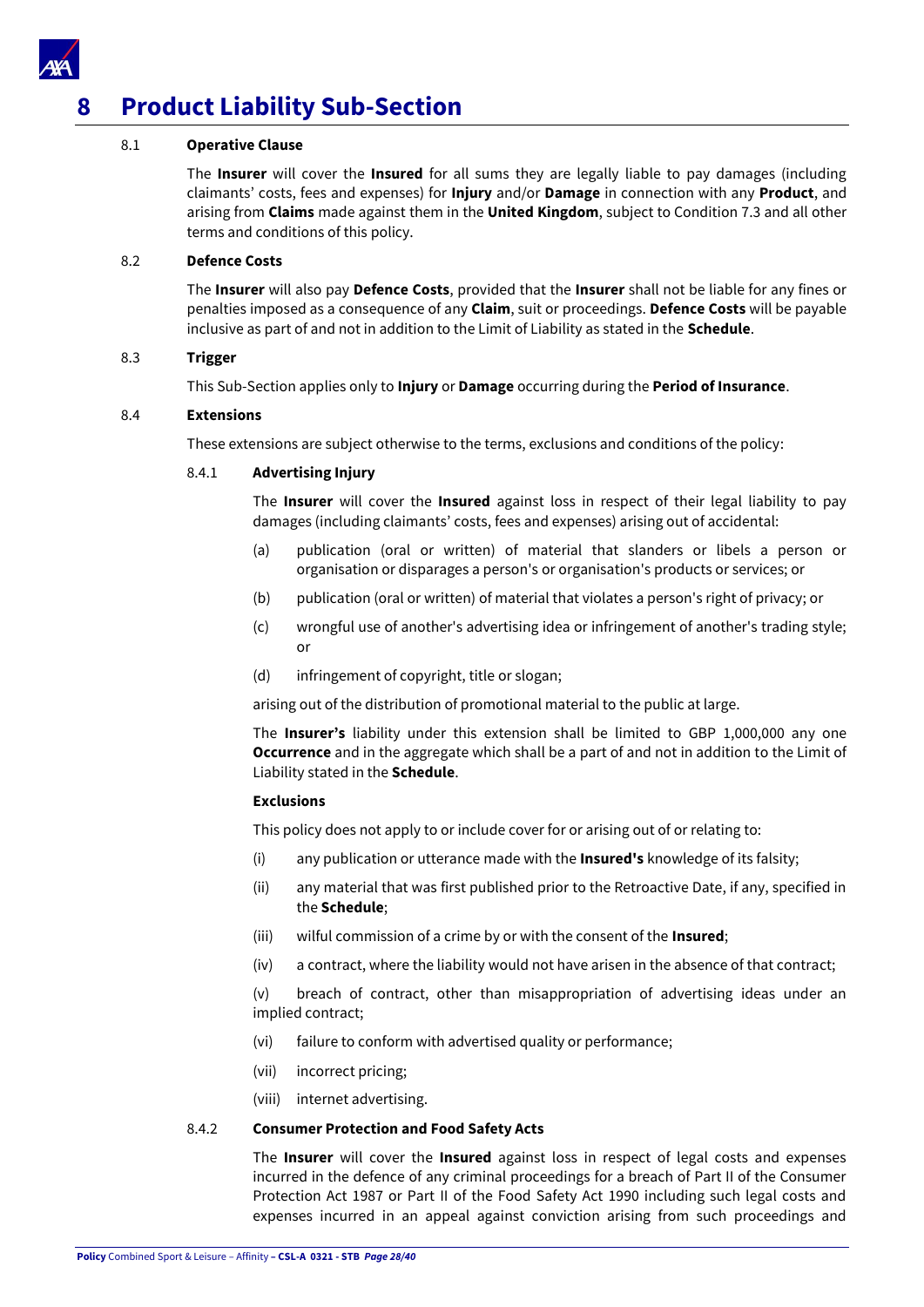# 8 Product Liability Sub-Section

### 8.1 Operative Clause

The **Insurer** will cover the **Insured** for all sums they are legally liable to pay damages (including claimants' costs, fees and expenses) for **Injury** and/or **Damage** in connection with any **Product**, and arising from **Claims** made against them in the **United Kingdom**, subject to Condition 7.3 and all other terms and conditions of this policy.

### 8.2 Defence Costs

The **Insurer** will also pay **Defence Costs**, provided that the **Insurer** shall not be liable for any fines or penalties imposed as a consequence of any **Claim**, suit or proceedings. **Defence Costs** will be payable inclusive as part of and not in addition to the Limit of Liability as stated in the **Schedule**.

### 8.3 Trigger

This Sub-Section applies only to **Injury** or **Damage** occurring during the **Period of Insurance**.

### 8.4 Extensions

These extensions are subject otherwise to the terms, exclusions and conditions of the policy:

#### 8.4.1 Advertising Injury

The **Insurer** will cover the **Insured** against loss in respect of their legal liability to pay damages (including claimants' costs, fees and expenses) arising out of accidental:

(a) publication (oral or written) of material that slanders or libels a person or organisation or disparages a person's or organisation's products or services; or

(b) publication (oral or written) of material that violates a person's right of privacy; or

(c) wrongful use of another's advertising idea or infringement of another's trading style; or

(d) infringement of copyright, title or slogan;

arising out of the distribution of promotional material to the public at large.

The **Insurer's** liability under this extension shall be limited to GBP 1,000,000 any one **Occurrence** and in the aggregate which shall be a part of and not in addition to the Limit of Liability stated in the **Schedule**.

**Exclusions**

This policy does not apply to or include cover for or arising out of or relating to:

(i) any publication or utterance made with the **Insured's** knowledge of its falsity;

(ii) any material that was first published prior to the Retroactive Date, if any, specified in the **Schedule**;

(iii) wilful commission of a crime by or with the consent of the **Insured**;

(iv) a contract, where the liability would not have arisen in the absence of that contract;

(v) breach of contract, other than misappropriation of advertising ideas under an implied contract;

(vi) failure to conform with advertised quality or performance;

(vii) incorrect pricing;

(viii) internet advertising.

#### 8.4.2 Consumer Protection and Food Safety Acts

The **Insurer** will cover the **Insured** against loss in respect of legal costs and expenses incurred in the defence of any criminal proceedings for a breach of Part II of the Consumer Protection Act 1987 or Part II of the Food Safety Act 1990 including such legal costs and expenses incurred in an appeal against conviction arising from such proceedings and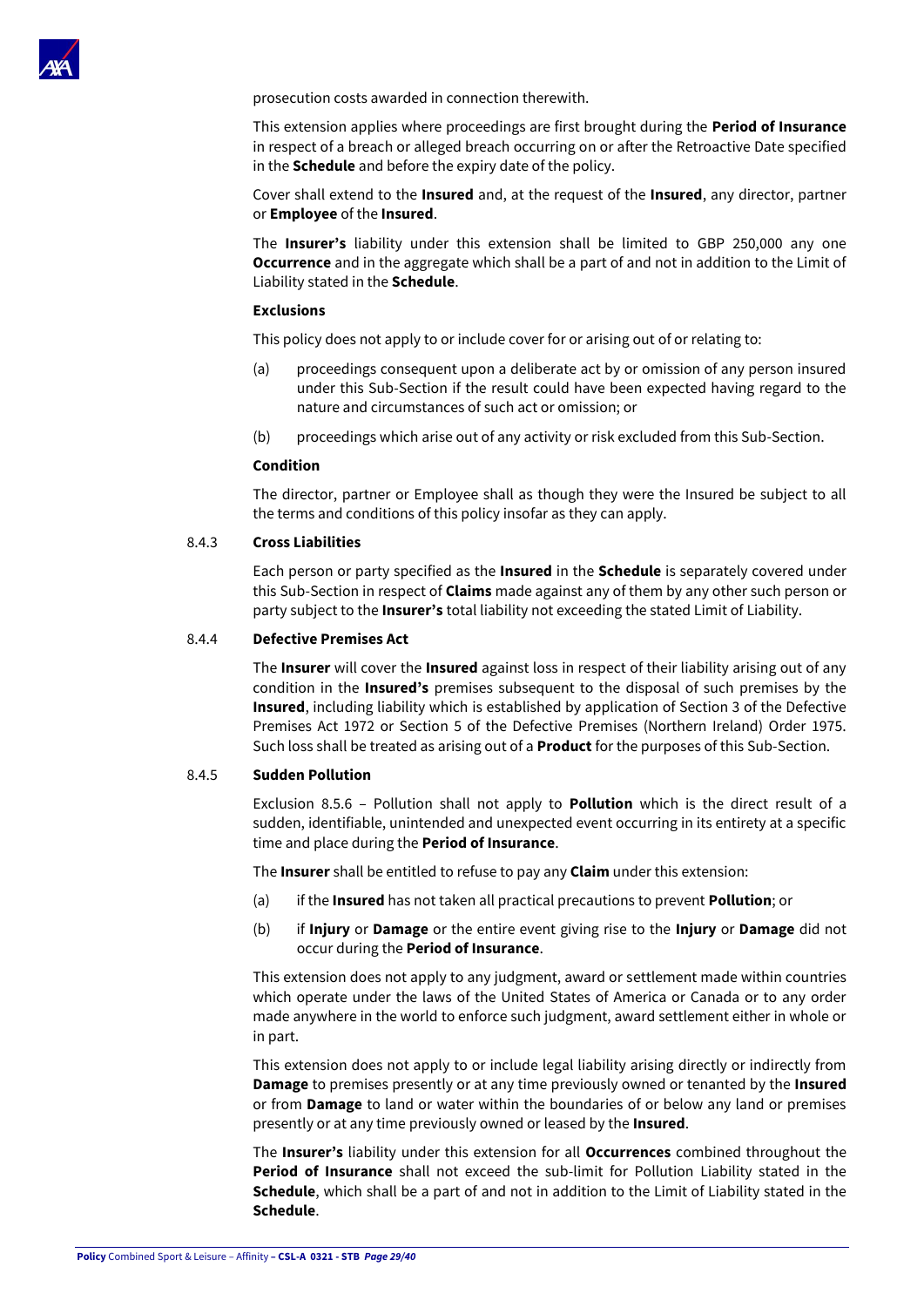prosecution costs awarded in connection therewith.

This extension applies where proceedings are first brought during the **Period of Insurance** in respect of a breach or alleged breach occurring on or after the Retroactive Date specified in the **Schedule** and before the expiry date of the policy.

Cover shall extend to the **Insured** and, at the request of the **Insured**, any director, partner or **Employee** of the **Insured**.

The **Insurer's** liability under this extension shall be limited to GBP 250,000 any one **Occurrence** and in the aggregate which shall be a part of and not in addition to the Limit of Liability stated in the **Schedule**.

**Exclusions**

This policy does not apply to or include cover for or arising out of or relating to:

(a) proceedings consequent upon a deliberate act by or omission of any person insured under this Sub-Section if the result could have been expected having regard to the nature and circumstances of such act or omission; or

(b) proceedings which arise out of any activity or risk excluded from this Sub-Section.

**Condition**

The director, partner or Employee shall as though they were the Insured be subject to all the terms and conditions of this policy insofar as they can apply.

8.4.3 **Cross Liabilities**

Each person or party specified as the **Insured** in the **Schedule** is separately covered under this Sub-Section in respect of **Claims** made against any of them by any other such person or party subject to the **Insurer's** total liability not exceeding the stated Limit of Liability.

8.4.4 **Defective Premises Act**

The **Insurer** will cover the **Insured** against loss in respect of their liability arising out of any condition in the **Insured's** premises subsequent to the disposal of such premises by the **Insured**, including liability which is established by application of Section 3 of the Defective Premises Act 1972 or Section 5 of the Defective Premises (Northern Ireland) Order 1975. Such loss shall be treated as arising out of a **Product** for the purposes of this Sub-Section.

8.4.5 **Sudden Pollution**

Exclusion 8.5.6 – Pollution shall not apply to **Pollution** which is the direct result of a sudden, identifiable, unintended and unexpected event occurring in its entirety at a specific time and place during the **Period of Insurance**.

The **Insurer** shall be entitled to refuse to pay any **Claim** under this extension:

(a) if the **Insured** has not taken all practical precautions to prevent **Pollution**; or

(b) if **Injury** or **Damage** or the entire event giving rise to the **Injury** or **Damage** did not occur during the **Period of Insurance**.

This extension does not apply to any judgment, award or settlement made within countries which operate under the laws of the United States of America or Canada or to any order made anywhere in the world to enforce such judgment, award settlement either in whole or in part.

This extension does not apply to or include legal liability arising directly or indirectly from **Damage** to premises presently or at any time previously owned or tenanted by the **Insured** or from **Damage** to land or water within the boundaries of or below any land or premises presently or at any time previously owned or leased by the **Insured**.

The **Insurer's** liability under this extension for all **Occurrences** combined throughout the **Period of Insurance** shall not exceed the sub-limit for Pollution Liability stated in the **Schedule**, which shall be a part of and not in addition to the Limit of Liability stated in the **Schedule**.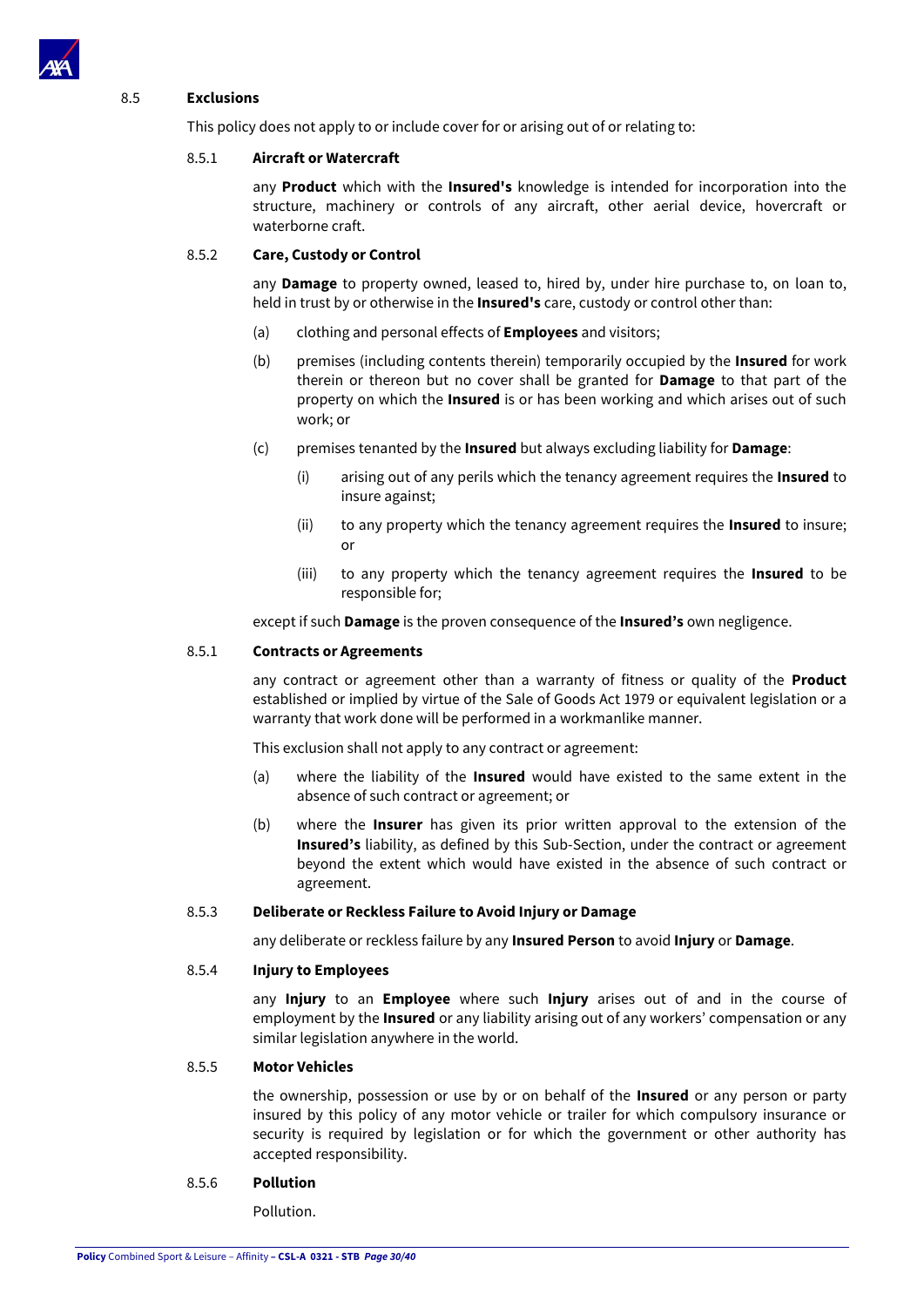### 8.5 Exclusions

This policy does not apply to or include cover for or arising out of or relating to:

#### 8.5.1 Aircraft or Watercraft

any **Product** which with the **Insured's** knowledge is intended for incorporation into the structure, machinery or controls of any aircraft, other aerial device, hovercraft or waterborne craft.

#### 8.5.2 Care, Custody or Control

any **Damage** to property owned, leased to, hired by, under hire purchase to, on loan to, held in trust by or otherwise in the **Insured's** care, custody or control other than:

(a) clothing and personal effects of **Employees** and visitors;

(b) premises (including contents therein) temporarily occupied by the **Insured** for work therein or thereon but no cover shall be granted for **Damage** to that part of the property on which the **Insured** is or has been working and which arises out of such work; or

(c) premises tenanted by the **Insured** but always excluding liability for **Damage**:

(i) arising out of any perils which the tenancy agreement requires the **Insured** to insure against;

(ii) to any property which the tenancy agreement requires the **Insured** to insure; or

(iii) to any property which the tenancy agreement requires the **Insured** to be responsible for;

except if such **Damage** is the proven consequence of the **Insured's** own negligence.

#### 8.5.1 Contracts or Agreements

any contract or agreement other than a warranty of fitness or quality of the **Product** established or implied by virtue of the Sale of Goods Act 1979 or equivalent legislation or a warranty that work done will be performed in a workmanlike manner.

This exclusion shall not apply to any contract or agreement:

(a) where the liability of the **Insured** would have existed to the same extent in the absence of such contract or agreement; or

(b) where the **Insurer** has given its prior written approval to the extension of the **Insured's** liability, as defined by this Sub-Section, under the contract or agreement beyond the extent which would have existed in the absence of such contract or agreement.

#### 8.5.3 Deliberate or Reckless Failure to Avoid Injury or Damage

any deliberate or reckless failure by any **Insured Person** to avoid **Injury** or **Damage**.

#### 8.5.4 Injury to Employees

any **Injury** to an **Employee** where such **Injury** arises out of and in the course of employment by the **Insured** or any liability arising out of any workers' compensation or any similar legislation anywhere in the world.

#### 8.5.5 Motor Vehicles

the ownership, possession or use by or on behalf of the **Insured** or any person or party insured by this policy of any motor vehicle or trailer for which compulsory insurance or security is required by legislation or for which the government or other authority has accepted responsibility.

#### 8.5.6 Pollution

Pollution.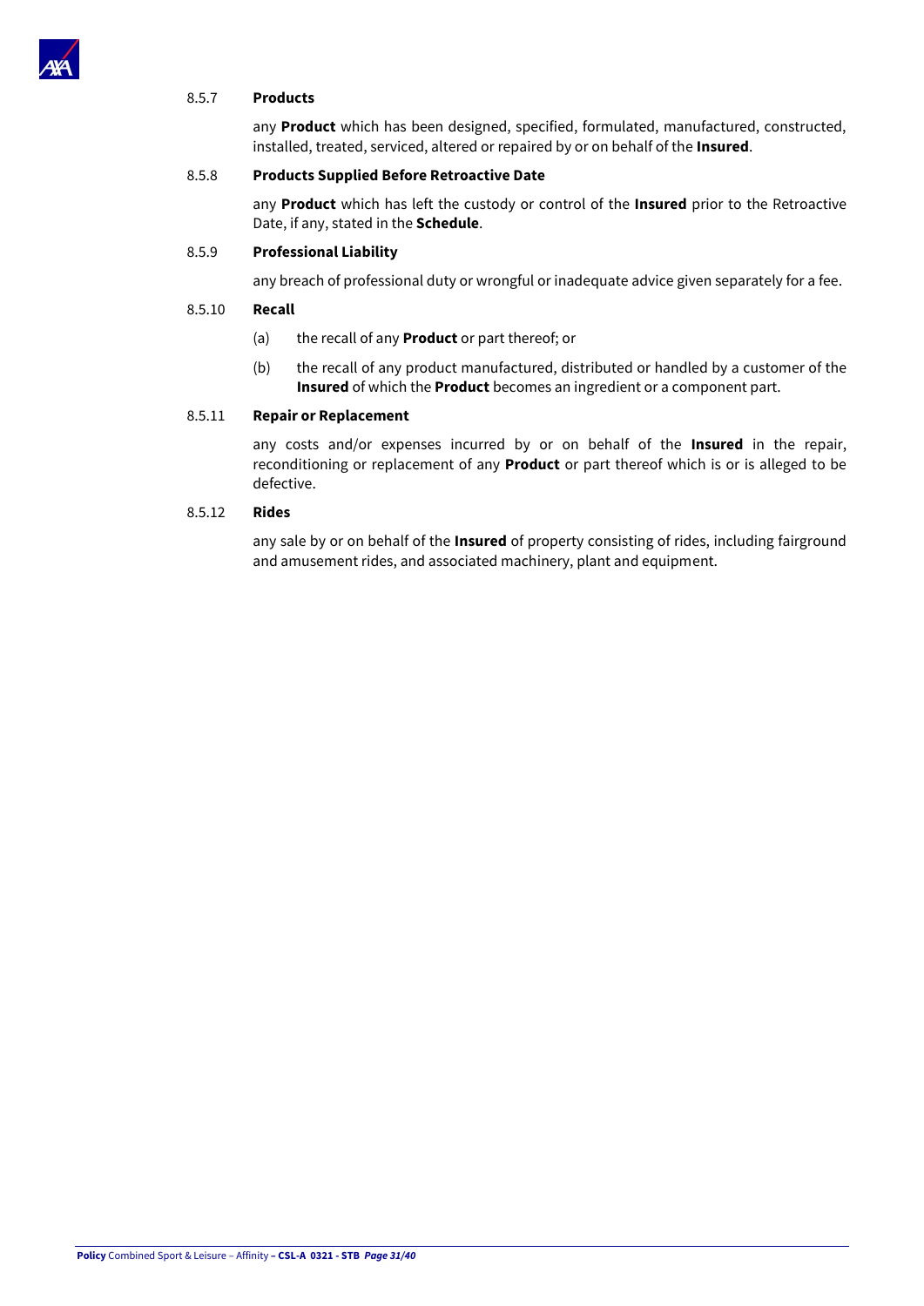8.5.7 **Products**

any **Product** which has been designed, specified, formulated, manufactured, constructed, installed, treated, serviced, altered or repaired by or on behalf of the **Insured**.

8.5.8 **Products Supplied Before Retroactive Date**

any **Product** which has left the custody or control of the **Insured** prior to the Retroactive Date, if any, stated in the **Schedule**.

8.5.9 **Professional Liability**

any breach of professional duty or wrongful or inadequate advice given separately for a fee.

8.5.10 **Recall**

(a) the recall of any **Product** or part thereof; or

(b) the recall of any product manufactured, distributed or handled by a customer of the **Insured** of which the **Product** becomes an ingredient or a component part.

8.5.11 **Repair or Replacement**

any costs and/or expenses incurred by or on behalf of the **Insured** in the repair, reconditioning or replacement of any **Product** or part thereof which is or is alleged to be defective.

8.5.12 **Rides**

any sale by or on behalf of the **Insured** of property consisting of rides, including fairground and amusement rides, and associated machinery, plant and equipment.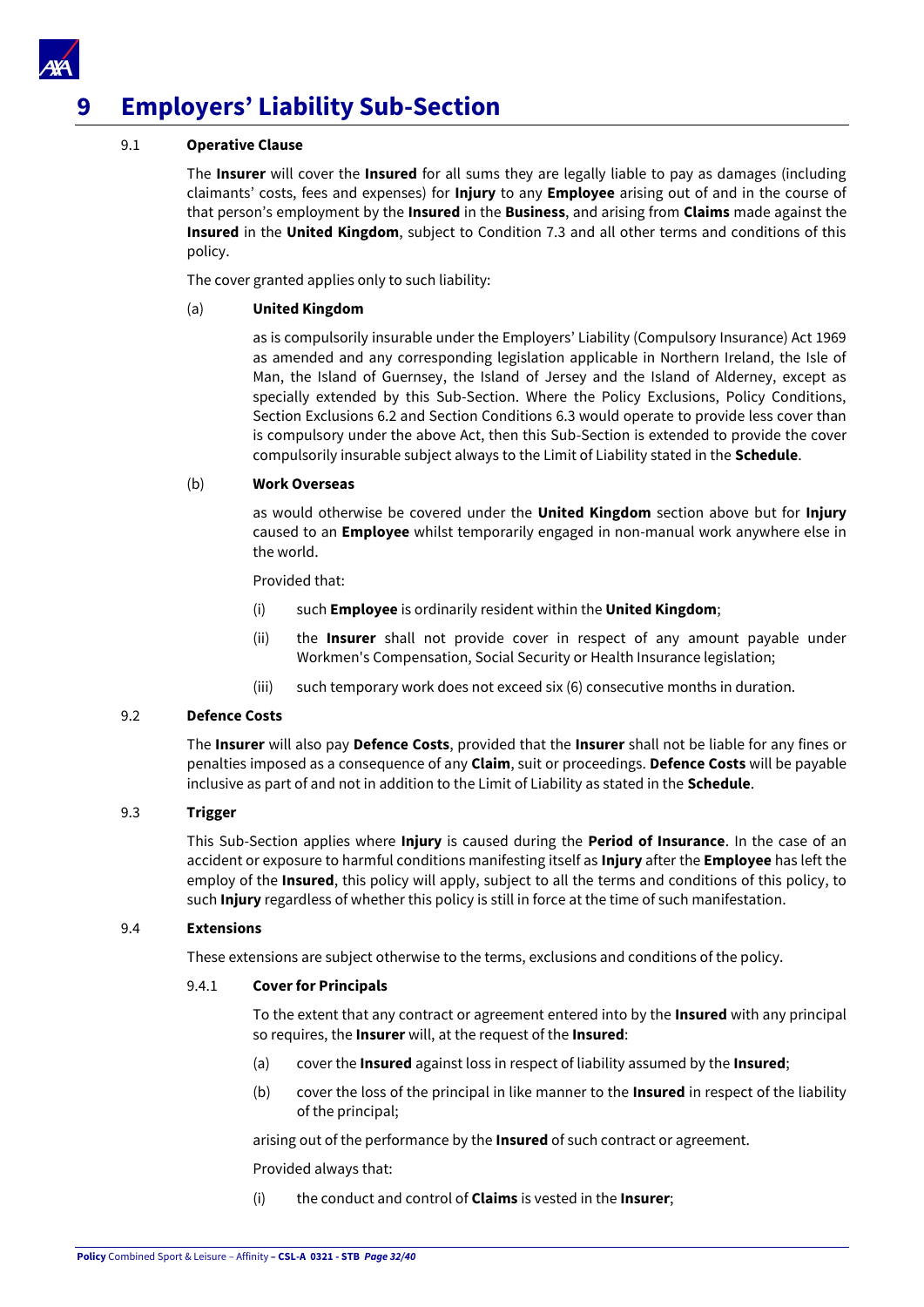# 9 Employers' Liability Sub-Section

## 9.1 Operative Clause

The **Insurer** will cover the **Insured** for all sums they are legally liable to pay as damages (including claimants' costs, fees and expenses) for **Injury** to any **Employee** arising out of and in the course of that person's employment by the **Insured** in the **Business**, and arising from **Claims** made against the **Insured** in the **United Kingdom**, subject to Condition 7.3 and all other terms and conditions of this policy.

The cover granted applies only to such liability:

(a) **United Kingdom**

as is compulsorily insurable under the Employers' Liability (Compulsory Insurance) Act 1969 as amended and any corresponding legislation applicable in Northern Ireland, the Isle of Man, the Island of Guernsey, the Island of Jersey and the Island of Alderney, except as specially extended by this Sub-Section. Where the Policy Exclusions, Policy Conditions, Section Exclusions 6.2 and Section Conditions 6.3 would operate to provide less cover than is compulsory under the above Act, then this Sub-Section is extended to provide the cover compulsorily insurable subject always to the Limit of Liability stated in the **Schedule**.

(b) **Work Overseas**

as would otherwise be covered under the **United Kingdom** section above but for **Injury** caused to an **Employee** whilst temporarily engaged in non-manual work anywhere else in the world.

Provided that:

(i) such **Employee** is ordinarily resident within the **United Kingdom**;

(ii) the **Insurer** shall not provide cover in respect of any amount payable under Workmen's Compensation, Social Security or Health Insurance legislation;

(iii) such temporary work does not exceed six (6) consecutive months in duration.

## 9.2 Defence Costs

The **Insurer** will also pay **Defence Costs**, provided that the **Insurer** shall not be liable for any fines or penalties imposed as a consequence of any **Claim**, suit or proceedings. **Defence Costs** will be payable inclusive as part of and not in addition to the Limit of Liability as stated in the **Schedule**.

## 9.3 Trigger

This Sub-Section applies where **Injury** is caused during the **Period of Insurance**. In the case of an accident or exposure to harmful conditions manifesting itself as **Injury** after the **Employee** has left the employ of the **Insured**, this policy will apply, subject to all the terms and conditions of this policy, to such **Injury** regardless of whether this policy is still in force at the time of such manifestation.

## 9.4 Extensions

These extensions are subject otherwise to the terms, exclusions and conditions of the policy.

### 9.4.1 Cover for Principals

To the extent that any contract or agreement entered into by the **Insured** with any principal so requires, the **Insurer** will, at the request of the **Insured**:

(a) cover the **Insured** against loss in respect of liability assumed by the **Insured**;

(b) cover the loss of the principal in like manner to the **Insured** in respect of the liability of the principal;

arising out of the performance by the **Insured** of such contract or agreement.

Provided always that:

(i) the conduct and control of **Claims** is vested in the **Insurer**;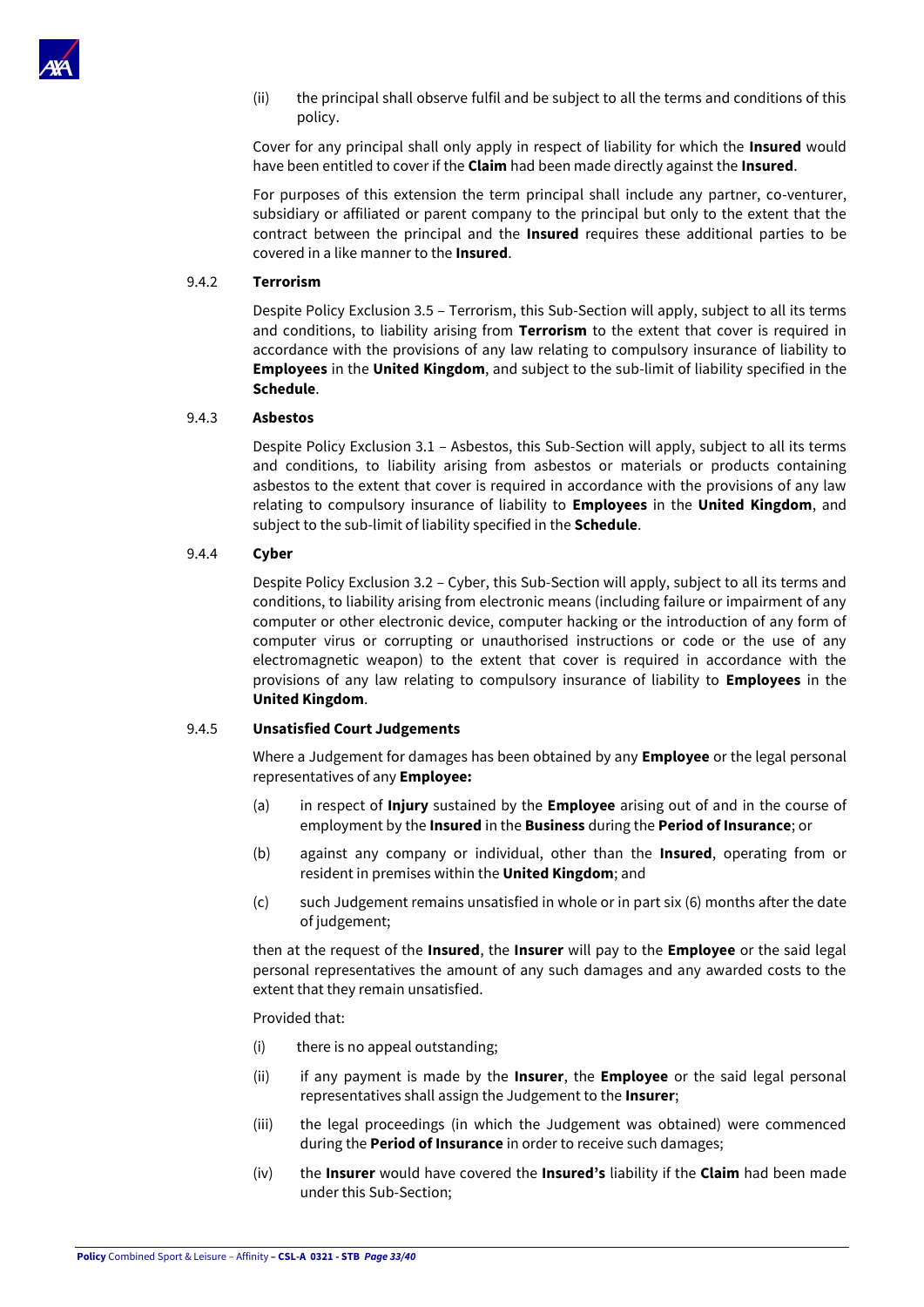(ii) the principal shall observe fulfil and be subject to all the terms and conditions of this policy.

Cover for any principal shall only apply in respect of liability for which the **Insured** would have been entitled to cover if the **Claim** had been made directly against the **Insured**.

For purposes of this extension the term principal shall include any partner, co-venturer, subsidiary or affiliated or parent company to the principal but only to the extent that the contract between the principal and the **Insured** requires these additional parties to be covered in a like manner to the **Insured**.

9.4.2 **Terrorism**

Despite Policy Exclusion 3.5 – Terrorism, this Sub-Section will apply, subject to all its terms and conditions, to liability arising from **Terrorism** to the extent that cover is required in accordance with the provisions of any law relating to compulsory insurance of liability to **Employees** in the **United Kingdom**, and subject to the sub-limit of liability specified in the **Schedule**.

9.4.3 **Asbestos**

Despite Policy Exclusion 3.1 – Asbestos, this Sub-Section will apply, subject to all its terms and conditions, to liability arising from asbestos or materials or products containing asbestos to the extent that cover is required in accordance with the provisions of any law relating to compulsory insurance of liability to **Employees** in the **United Kingdom**, and subject to the sub-limit of liability specified in the **Schedule**.

9.4.4 **Cyber**

Despite Policy Exclusion 3.2 – Cyber, this Sub-Section will apply, subject to all its terms and conditions, to liability arising from electronic means (including failure or impairment of any computer or other electronic device, computer hacking or the introduction of any form of computer virus or corrupting or unauthorised instructions or code or the use of any electromagnetic weapon) to the extent that cover is required in accordance with the provisions of any law relating to compulsory insurance of liability to **Employees** in the **United Kingdom**.

9.4.5 **Unsatisfied Court Judgements**

Where a Judgement for damages has been obtained by any **Employee** or the legal personal representatives of any **Employee:**

(a) in respect of **Injury** sustained by the **Employee** arising out of and in the course of employment by the **Insured** in the **Business** during the **Period of Insurance**; or

(b) against any company or individual, other than the **Insured**, operating from or resident in premises within the **United Kingdom**; and

(c) such Judgement remains unsatisfied in whole or in part six (6) months after the date of judgement;

then at the request of the **Insured**, the **Insurer** will pay to the **Employee** or the said legal personal representatives the amount of any such damages and any awarded costs to the extent that they remain unsatisfied.

Provided that:

(i) there is no appeal outstanding;

(ii) if any payment is made by the **Insurer**, the **Employee** or the said legal personal representatives shall assign the Judgement to the **Insurer**;

(iii) the legal proceedings (in which the Judgement was obtained) were commenced during the **Period of Insurance** in order to receive such damages;

(iv) the **Insurer** would have covered the **Insured's** liability if the **Claim** had been made under this Sub-Section;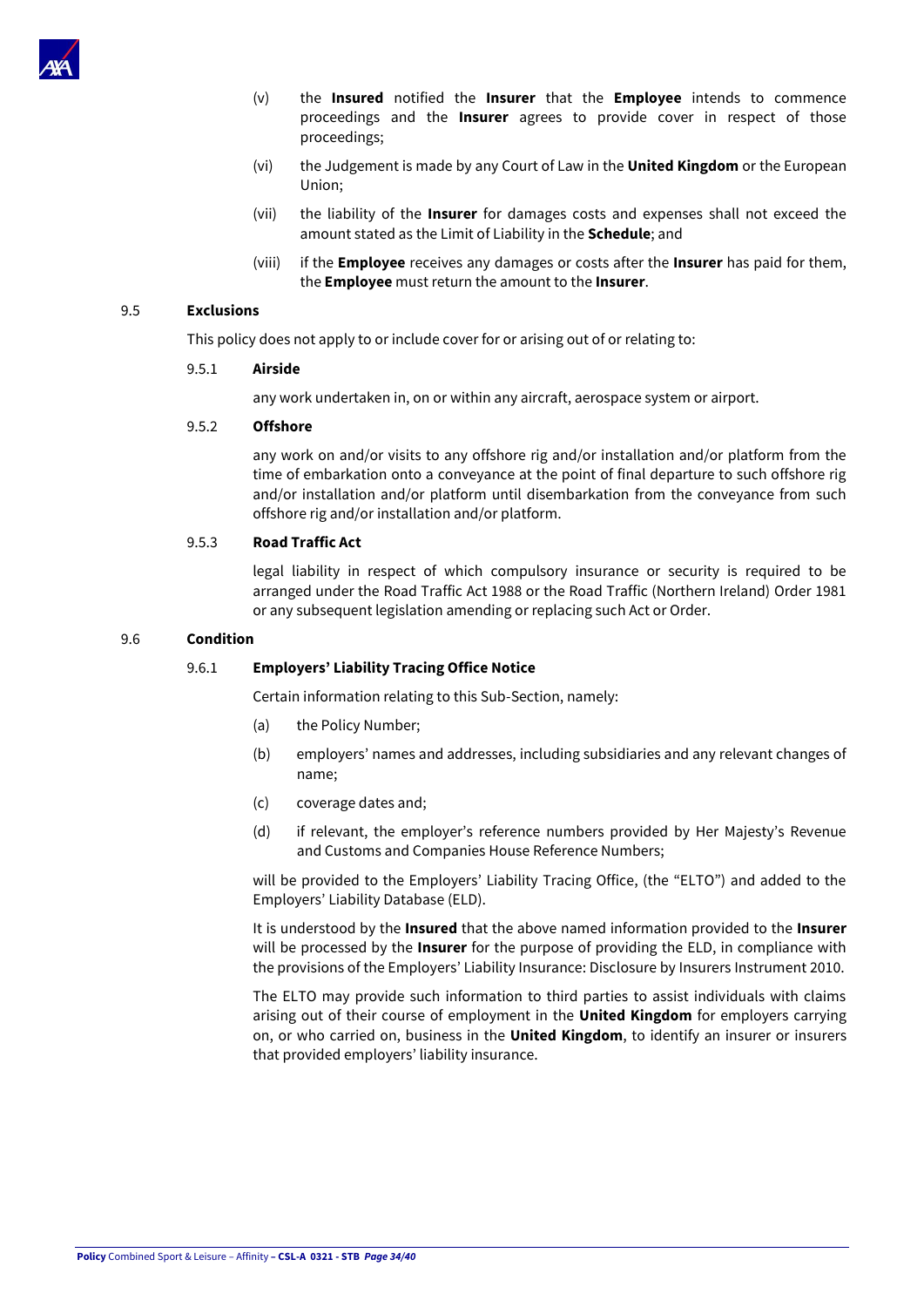(v) the **Insured** notified the **Insurer** that the **Employee** intends to commence proceedings and the **Insurer** agrees to provide cover in respect of those proceedings;

(vi) the Judgement is made by any Court of Law in the **United Kingdom** or the European Union;

(vii) the liability of the **Insurer** for damages costs and expenses shall not exceed the amount stated as the Limit of Liability in the **Schedule**; and

(viii) if the **Employee** receives any damages or costs after the **Insurer** has paid for them, the **Employee** must return the amount to the **Insurer**.

### 9.5 Exclusions

This policy does not apply to or include cover for or arising out of or relating to:

#### 9.5.1 Airside

any work undertaken in, on or within any aircraft, aerospace system or airport.

#### 9.5.2 Offshore

any work on and/or visits to any offshore rig and/or installation and/or platform from the time of embarkation onto a conveyance at the point of final departure to such offshore rig and/or installation and/or platform until disembarkation from the conveyance from such offshore rig and/or installation and/or platform.

#### 9.5.3 Road Traffic Act

legal liability in respect of which compulsory insurance or security is required to be arranged under the Road Traffic Act 1988 or the Road Traffic (Northern Ireland) Order 1981 or any subsequent legislation amending or replacing such Act or Order.

### 9.6 Condition

#### 9.6.1 Employers' Liability Tracing Office Notice

Certain information relating to this Sub-Section, namely:

(a) the Policy Number;

(b) employers' names and addresses, including subsidiaries and any relevant changes of name;

(c) coverage dates and;

(d) if relevant, the employer's reference numbers provided by Her Majesty's Revenue and Customs and Companies House Reference Numbers;

will be provided to the Employers' Liability Tracing Office, (the "ELTO") and added to the Employers' Liability Database (ELD).

It is understood by the **Insured** that the above named information provided to the **Insurer** will be processed by the **Insurer** for the purpose of providing the ELD, in compliance with the provisions of the Employers' Liability Insurance: Disclosure by Insurers Instrument 2010.

The ELTO may provide such information to third parties to assist individuals with claims arising out of their course of employment in the **United Kingdom** for employers carrying on, or who carried on, business in the **United Kingdom**, to identify an insurer or insurers that provided employers' liability insurance.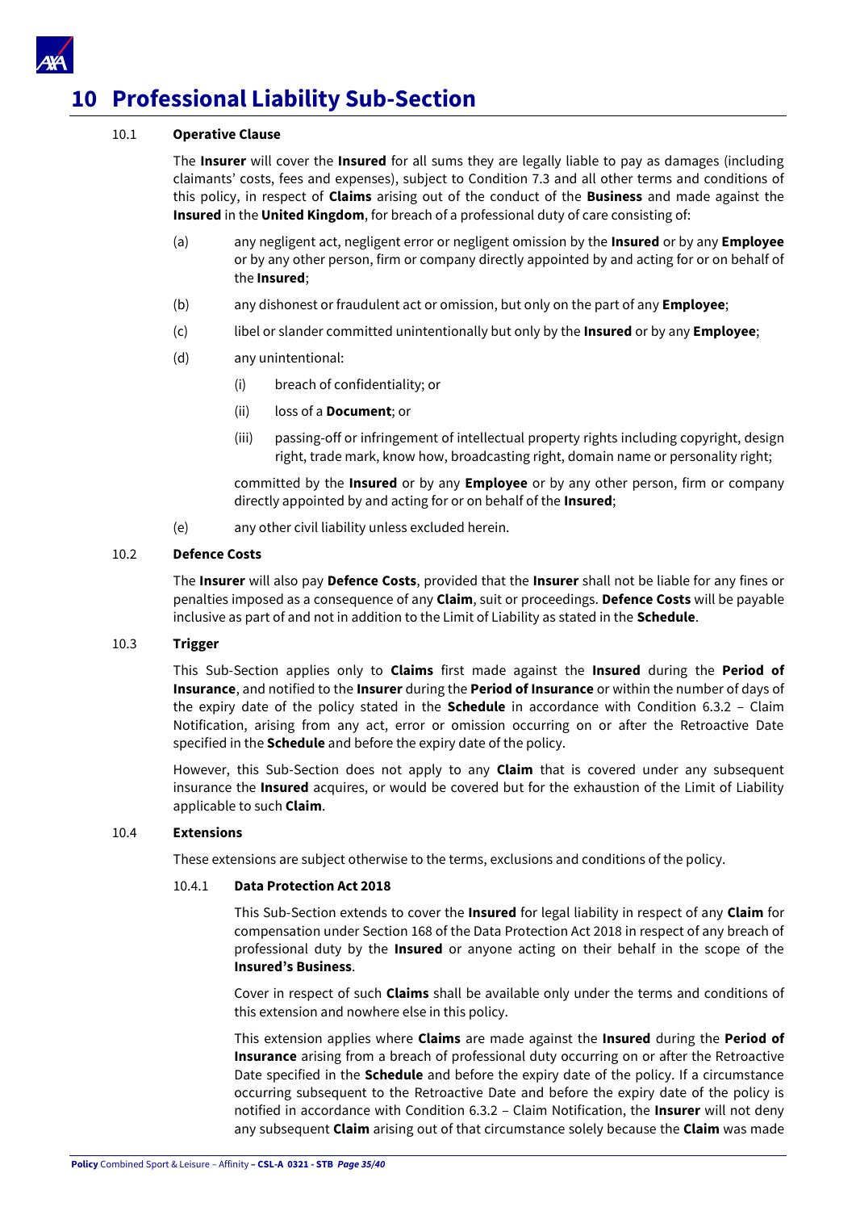# 10 Professional Liability Sub-Section

10.1 **Operative Clause**

The **Insurer** will cover the **Insured** for all sums they are legally liable to pay as damages (including claimants' costs, fees and expenses), subject to Condition 7.3 and all other terms and conditions of this policy, in respect of **Claims** arising out of the conduct of the **Business** and made against the **Insured** in the **United Kingdom**, for breach of a professional duty of care consisting of:

(a) any negligent act, negligent error or negligent omission by the **Insured** or by any **Employee** or by any other person, firm or company directly appointed by and acting for or on behalf of the **Insured**;

(b) any dishonest or fraudulent act or omission, but only on the part of any **Employee**;

(c) libel or slander committed unintentionally but only by the **Insured** or by any **Employee**;

(d) any unintentional:

(i) breach of confidentiality; or

(ii) loss of a **Document**; or

(iii) passing-off or infringement of intellectual property rights including copyright, design right, trade mark, know how, broadcasting right, domain name or personality right;

committed by the **Insured** or by any **Employee** or by any other person, firm or company directly appointed by and acting for or on behalf of the **Insured**;

(e) any other civil liability unless excluded herein.

10.2 **Defence Costs**

The **Insurer** will also pay **Defence Costs**, provided that the **Insurer** shall not be liable for any fines or penalties imposed as a consequence of any **Claim**, suit or proceedings. **Defence Costs** will be payable inclusive as part of and not in addition to the Limit of Liability as stated in the **Schedule**.

10.3 **Trigger**

This Sub-Section applies only to **Claims** first made against the **Insured** during the **Period of Insurance**, and notified to the **Insurer** during the **Period of Insurance** or within the number of days of the expiry date of the policy stated in the **Schedule** in accordance with Condition 6.3.2 – Claim Notification, arising from any act, error or omission occurring on or after the Retroactive Date specified in the **Schedule** and before the expiry date of the policy.

However, this Sub-Section does not apply to any **Claim** that is covered under any subsequent insurance the **Insured** acquires, or would be covered but for the exhaustion of the Limit of Liability applicable to such **Claim**.

10.4 **Extensions**

These extensions are subject otherwise to the terms, exclusions and conditions of the policy.

10.4.1 **Data Protection Act 2018**

This Sub-Section extends to cover the **Insured** for legal liability in respect of any **Claim** for compensation under Section 168 of the Data Protection Act 2018 in respect of any breach of professional duty by the **Insured** or anyone acting on their behalf in the scope of the **Insured's Business**.

Cover in respect of such **Claims** shall be available only under the terms and conditions of this extension and nowhere else in this policy.

This extension applies where **Claims** are made against the **Insured** during the **Period of Insurance** arising from a breach of professional duty occurring on or after the Retroactive Date specified in the **Schedule** and before the expiry date of the policy. If a circumstance occurring subsequent to the Retroactive Date and before the expiry date of the policy is notified in accordance with Condition 6.3.2 – Claim Notification, the **Insurer** will not deny any subsequent **Claim** arising out of that circumstance solely because the **Claim** was made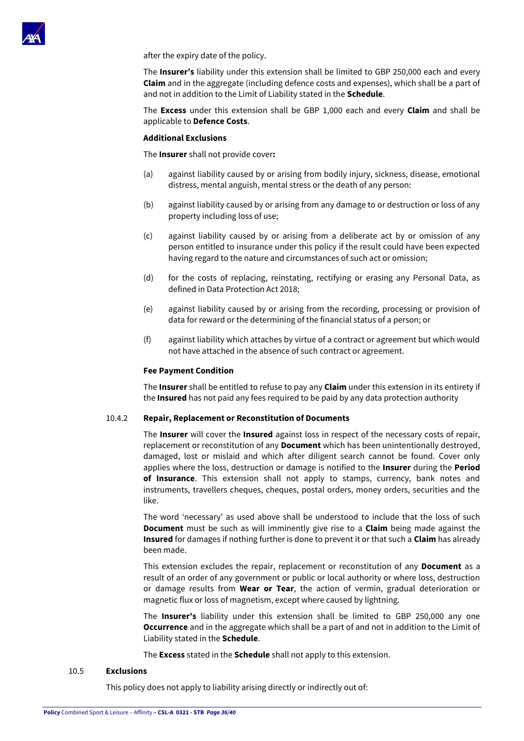after the expiry date of the policy.

The **Insurer's** liability under this extension shall be limited to GBP 250,000 each and every **Claim** and in the aggregate (including defence costs and expenses), which shall be a part of and not in addition to the Limit of Liability stated in the **Schedule**.

The **Excess** under this extension shall be GBP 1,000 each and every **Claim** and shall be applicable to **Defence Costs**.

**Additional Exclusions**

The **Insurer** shall not provide cover**:**

(a) against liability caused by or arising from bodily injury, sickness, disease, emotional distress, mental anguish, mental stress or the death of any person:

(b) against liability caused by or arising from any damage to or destruction or loss of any property including loss of use;

(c) against liability caused by or arising from a deliberate act by or omission of any person entitled to insurance under this policy if the result could have been expected having regard to the nature and circumstances of such act or omission;

(d) for the costs of replacing, reinstating, rectifying or erasing any Personal Data, as defined in Data Protection Act 2018;

(e) against liability caused by or arising from the recording, processing or provision of data for reward or the determining of the financial status of a person; or

(f) against liability which attaches by virtue of a contract or agreement but which would not have attached in the absence of such contract or agreement.

**Fee Payment Condition**

The **Insurer** shall be entitled to refuse to pay any **Claim** under this extension in its entirety if the **Insured** has not paid any fees required to be paid by any data protection authority

10.4.2 **Repair, Replacement or Reconstitution of Documents**

The **Insurer** will cover the **Insured** against loss in respect of the necessary costs of repair, replacement or reconstitution of any **Document** which has been unintentionally destroyed, damaged, lost or mislaid and which after diligent search cannot be found. Cover only applies where the loss, destruction or damage is notified to the **Insurer** during the **Period of Insurance**. This extension shall not apply to stamps, currency, bank notes and instruments, travellers cheques, cheques, postal orders, money orders, securities and the like.

The word 'necessary' as used above shall be understood to include that the loss of such **Document** must be such as will imminently give rise to a **Claim** being made against the **Insured** for damages if nothing further is done to prevent it or that such a **Claim** has already been made.

This extension excludes the repair, replacement or reconstitution of any **Document** as a result of an order of any government or public or local authority or where loss, destruction or damage results from **Wear or Tear**, the action of vermin, gradual deterioration or magnetic flux or loss of magnetism, except where caused by lightning.

The **Insurer's** liability under this extension shall be limited to GBP 250,000 any one **Occurrence** and in the aggregate which shall be a part of and not in addition to the Limit of Liability stated in the **Schedule**.

The **Excess** stated in the **Schedule** shall not apply to this extension.

10.5 **Exclusions**

This policy does not apply to liability arising directly or indirectly out of: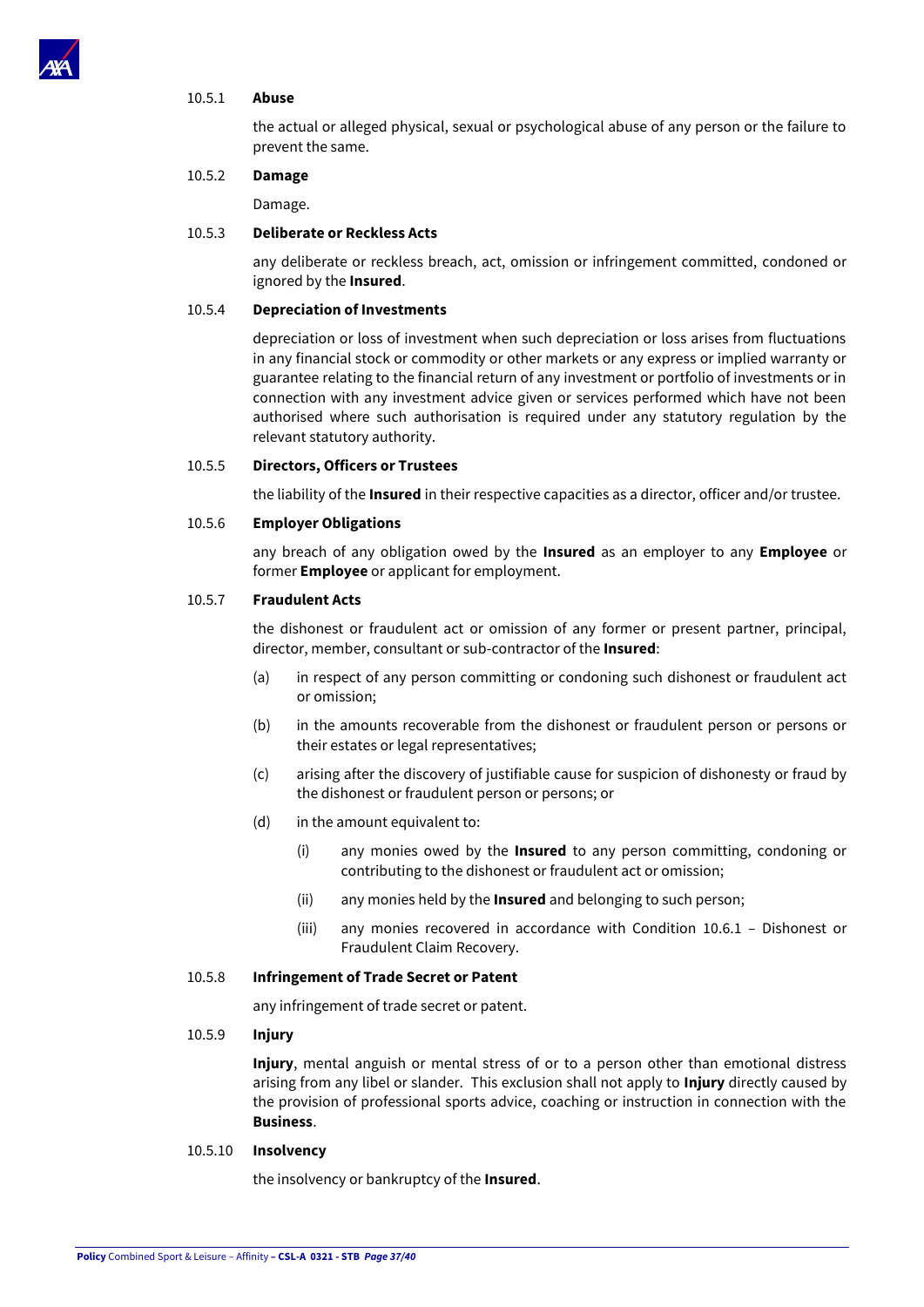#### 10.5.1 Abuse

the actual or alleged physical, sexual or psychological abuse of any person or the failure to prevent the same.

#### 10.5.2 Damage

Damage.

#### 10.5.3 Deliberate or Reckless Acts

any deliberate or reckless breach, act, omission or infringement committed, condoned or ignored by the **Insured**.

#### 10.5.4 Depreciation of Investments

depreciation or loss of investment when such depreciation or loss arises from fluctuations in any financial stock or commodity or other markets or any express or implied warranty or guarantee relating to the financial return of any investment or portfolio of investments or in connection with any investment advice given or services performed which have not been authorised where such authorisation is required under any statutory regulation by the relevant statutory authority.

#### 10.5.5 Directors, Officers or Trustees

the liability of the **Insured** in their respective capacities as a director, officer and/or trustee.

#### 10.5.6 Employer Obligations

any breach of any obligation owed by the **Insured** as an employer to any **Employee** or former **Employee** or applicant for employment.

#### 10.5.7 Fraudulent Acts

the dishonest or fraudulent act or omission of any former or present partner, principal, director, member, consultant or sub-contractor of the **Insured**:

(a) in respect of any person committing or condoning such dishonest or fraudulent act or omission;

(b) in the amounts recoverable from the dishonest or fraudulent person or persons or their estates or legal representatives;

(c) arising after the discovery of justifiable cause for suspicion of dishonesty or fraud by the dishonest or fraudulent person or persons; or

(d) in the amount equivalent to:

  (i) any monies owed by the **Insured** to any person committing, condoning or contributing to the dishonest or fraudulent act or omission;

  (ii) any monies held by the **Insured** and belonging to such person;

  (iii) any monies recovered in accordance with Condition 10.6.1 – Dishonest or Fraudulent Claim Recovery.

#### 10.5.8 Infringement of Trade Secret or Patent

any infringement of trade secret or patent.

#### 10.5.9 Injury

**Injury**, mental anguish or mental stress of or to a person other than emotional distress arising from any libel or slander. This exclusion shall not apply to **Injury** directly caused by the provision of professional sports advice, coaching or instruction in connection with the **Business**.

#### 10.5.10 Insolvency

the insolvency or bankruptcy of the **Insured**.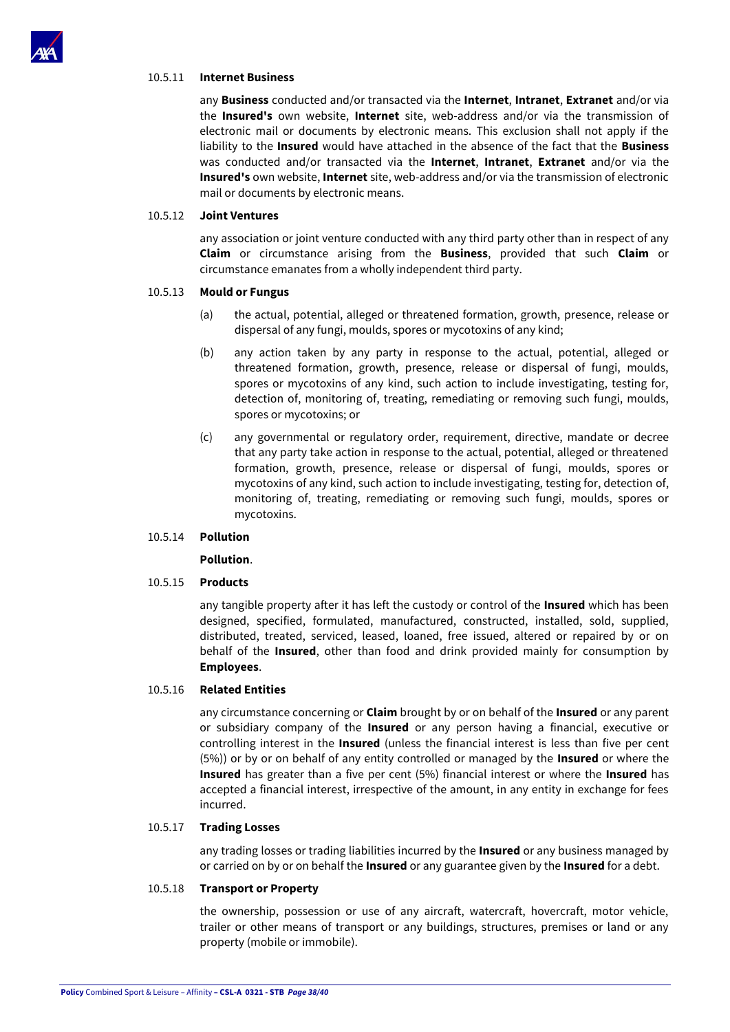#### 10.5.11 **Internet Business**

any **Business** conducted and/or transacted via the **Internet**, **Intranet**, **Extranet** and/or via the **Insured's** own website, **Internet** site, web-address and/or via the transmission of electronic mail or documents by electronic means. This exclusion shall not apply if the liability to the **Insured** would have attached in the absence of the fact that the **Business** was conducted and/or transacted via the **Internet**, **Intranet**, **Extranet** and/or via the **Insured's** own website, **Internet** site, web-address and/or via the transmission of electronic mail or documents by electronic means.

#### 10.5.12 **Joint Ventures**

any association or joint venture conducted with any third party other than in respect of any **Claim** or circumstance arising from the **Business**, provided that such **Claim** or circumstance emanates from a wholly independent third party.

#### 10.5.13 **Mould or Fungus**

(a) the actual, potential, alleged or threatened formation, growth, presence, release or dispersal of any fungi, moulds, spores or mycotoxins of any kind;

(b) any action taken by any party in response to the actual, potential, alleged or threatened formation, growth, presence, release or dispersal of fungi, moulds, spores or mycotoxins of any kind, such action to include investigating, testing for, detection of, monitoring of, treating, remediating or removing such fungi, moulds, spores or mycotoxins; or

(c) any governmental or regulatory order, requirement, directive, mandate or decree that any party take action in response to the actual, potential, alleged or threatened formation, growth, presence, release or dispersal of fungi, moulds, spores or mycotoxins of any kind, such action to include investigating, testing for, detection of, monitoring of, treating, remediating or removing such fungi, moulds, spores or mycotoxins.

#### 10.5.14 **Pollution**

**Pollution**.

#### 10.5.15 **Products**

any tangible property after it has left the custody or control of the **Insured** which has been designed, specified, formulated, manufactured, constructed, installed, sold, supplied, distributed, treated, serviced, leased, loaned, free issued, altered or repaired by or on behalf of the **Insured**, other than food and drink provided mainly for consumption by **Employees**.

#### 10.5.16 **Related Entities**

any circumstance concerning or **Claim** brought by or on behalf of the **Insured** or any parent or subsidiary company of the **Insured** or any person having a financial, executive or controlling interest in the **Insured** (unless the financial interest is less than five per cent (5%)) or by or on behalf of any entity controlled or managed by the **Insured** or where the **Insured** has greater than a five per cent (5%) financial interest or where the **Insured** has accepted a financial interest, irrespective of the amount, in any entity in exchange for fees incurred.

#### 10.5.17 **Trading Losses**

any trading losses or trading liabilities incurred by the **Insured** or any business managed by or carried on by or on behalf the **Insured** or any guarantee given by the **Insured** for a debt.

#### 10.5.18 **Transport or Property**

the ownership, possession or use of any aircraft, watercraft, hovercraft, motor vehicle, trailer or other means of transport or any buildings, structures, premises or land or any property (mobile or immobile).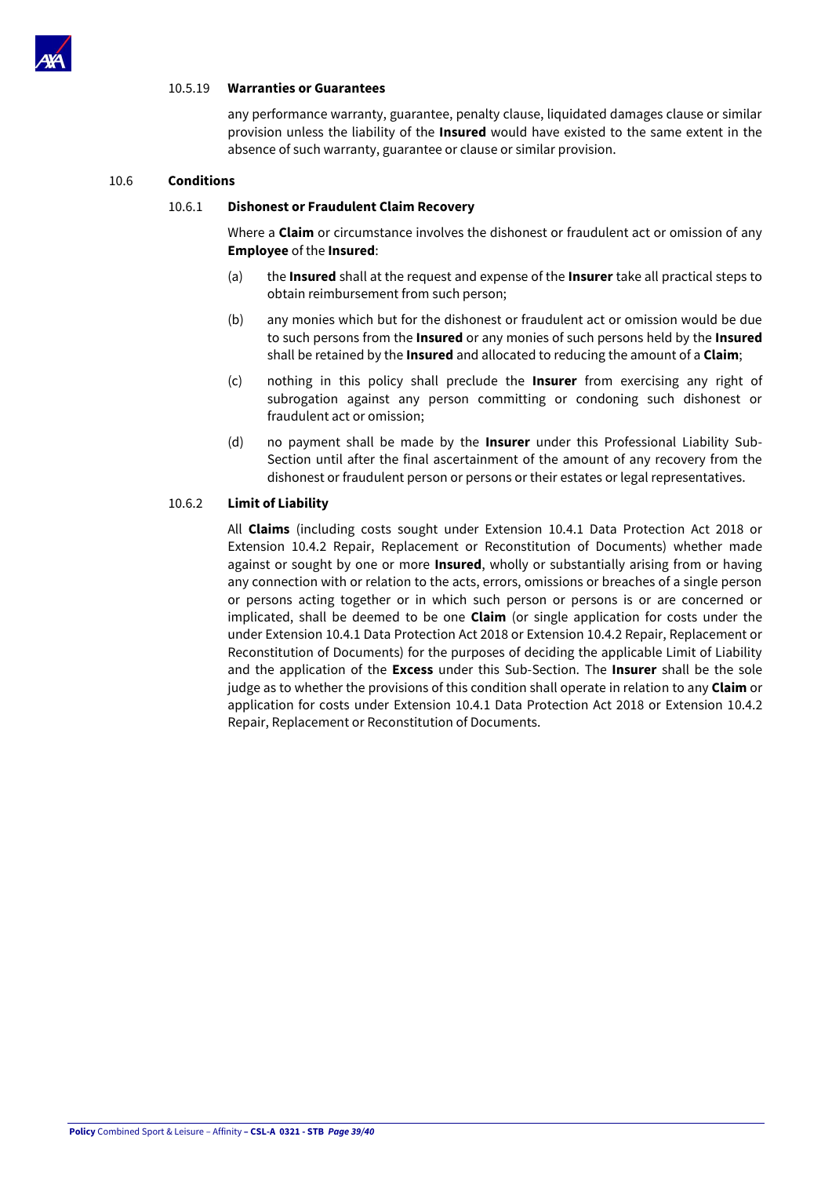### 10.5.19 **Warranties or Guarantees**

any performance warranty, guarantee, penalty clause, liquidated damages clause or similar provision unless the liability of the **Insured** would have existed to the same extent in the absence of such warranty, guarantee or clause or similar provision.

## 10.6 **Conditions**

### 10.6.1 **Dishonest or Fraudulent Claim Recovery**

Where a **Claim** or circumstance involves the dishonest or fraudulent act or omission of any **Employee** of the **Insured**:

(a) the **Insured** shall at the request and expense of the **Insurer** take all practical steps to obtain reimbursement from such person;

(b) any monies which but for the dishonest or fraudulent act or omission would be due to such persons from the **Insured** or any monies of such persons held by the **Insured** shall be retained by the **Insured** and allocated to reducing the amount of a **Claim**;

(c) nothing in this policy shall preclude the **Insurer** from exercising any right of subrogation against any person committing or condoning such dishonest or fraudulent act or omission;

(d) no payment shall be made by the **Insurer** under this Professional Liability Sub-Section until after the final ascertainment of the amount of any recovery from the dishonest or fraudulent person or persons or their estates or legal representatives.

### 10.6.2 **Limit of Liability**

All **Claims** (including costs sought under Extension 10.4.1 Data Protection Act 2018 or Extension 10.4.2 Repair, Replacement or Reconstitution of Documents) whether made against or sought by one or more **Insured**, wholly or substantially arising from or having any connection with or relation to the acts, errors, omissions or breaches of a single person or persons acting together or in which such person or persons is or are concerned or implicated, shall be deemed to be one **Claim** (or single application for costs under the under Extension 10.4.1 Data Protection Act 2018 or Extension 10.4.2 Repair, Replacement or Reconstitution of Documents) for the purposes of deciding the applicable Limit of Liability and the application of the **Excess** under this Sub-Section. The **Insurer** shall be the sole judge as to whether the provisions of this condition shall operate in relation to any **Claim** or application for costs under Extension 10.4.1 Data Protection Act 2018 or Extension 10.4.2 Repair, Replacement or Reconstitution of Documents.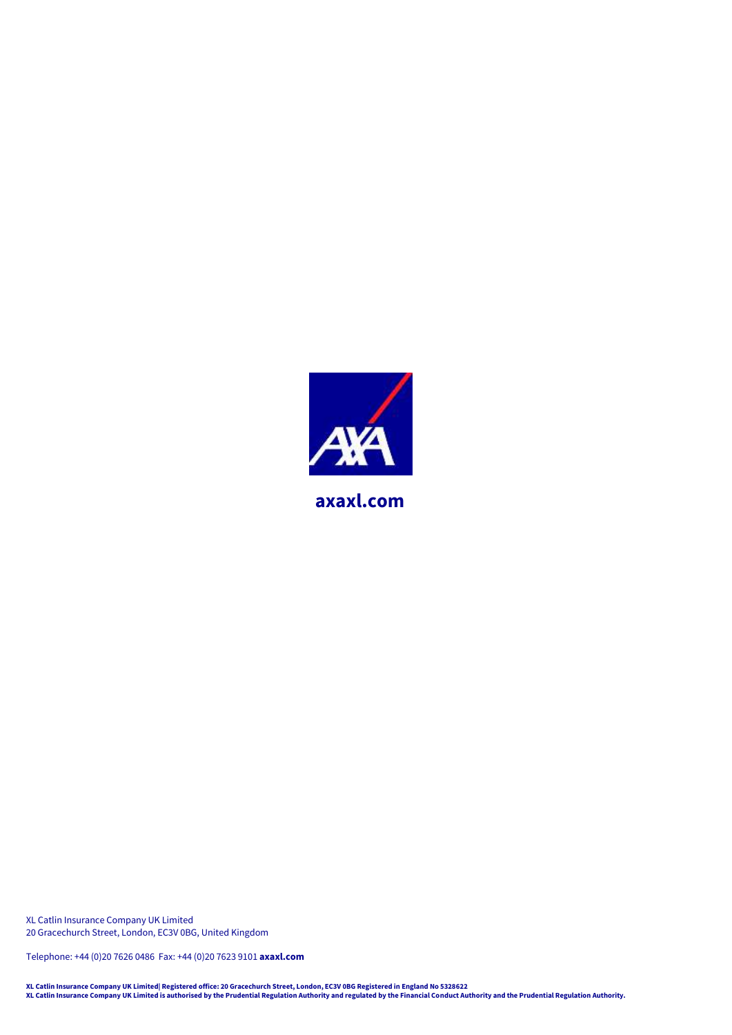**axaxl.com**

XL Catlin Insurance Company UK Limited
20 Gracechurch Street, London, EC3V 0BG, United Kingdom

Telephone: +44 (0)20 7626 0486 Fax: +44 (0)20 7623 9101 **axaxl.com**

**XL Catlin Insurance Company UK Limited| Registered office: 20 Gracechurch Street, London, EC3V 0BG Registered in England No 5328622**
**XL Catlin Insurance Company UK Limited is authorised by the Prudential Regulation Authority and regulated by the Financial Conduct Authority and the Prudential Regulation Authority.**